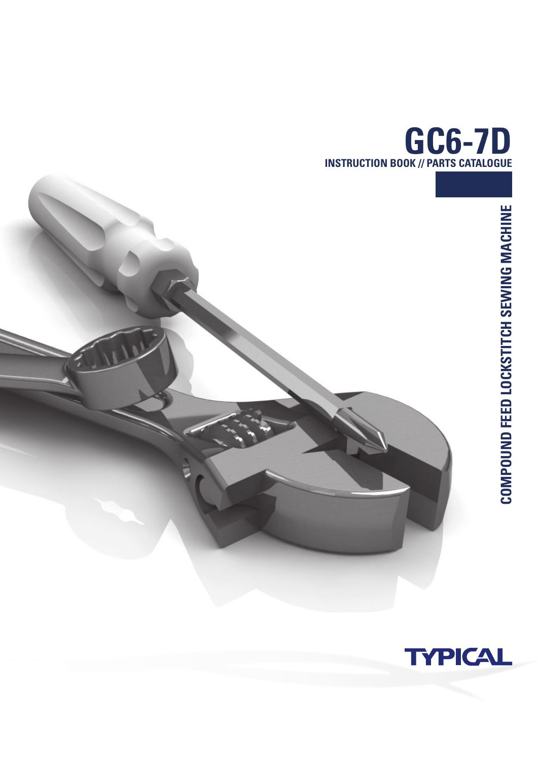# GC6-7D

**INSTRUCTION BOOK // PARTS CATALOGUE**

**COMPOUND FEED LOCKSTITCH SEWING MACHINE**

**TYPICAL**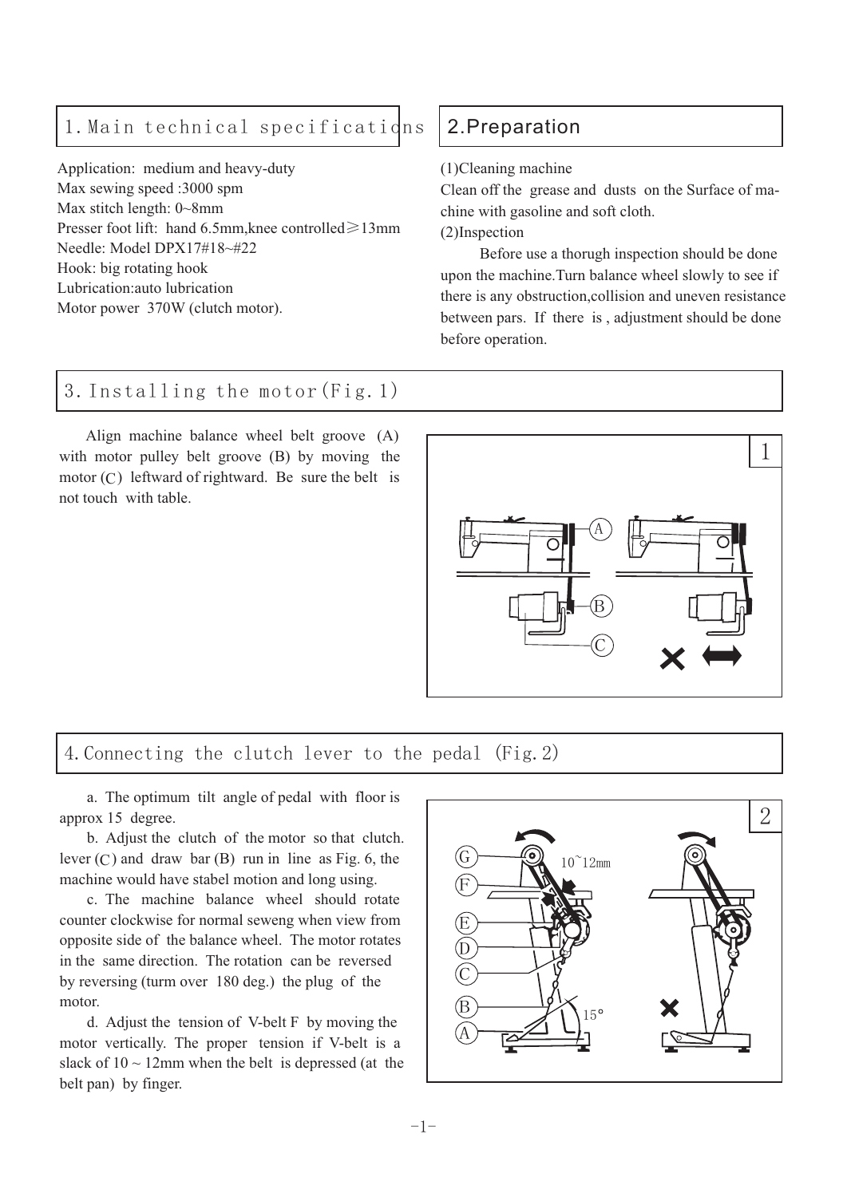## 1. Main technical specifications

Application: medium and heavy-duty
Max sewing speed :3000 spm
Max stitch length: 0~8mm
Presser foot lift: hand 6.5mm,knee controlled≥13mm
Needle: Model DPX17#18~#22
Hook: big rotating hook
Lubrication:auto lubrication
Motor power 370W (clutch motor).

## 2.Preparation

(1)Cleaning machine
Clean off the grease and dusts on the Surface of machine with gasoline and soft cloth.
(2)Inspection
Before use a thorugh inspection should be done upon the machine.Turn balance wheel slowly to see if there is any obstruction,collision and uneven resistance between pars. If there is , adjustment should be done before operation.

## 3. Installing the motor(Fig. 1)

Align machine balance wheel belt groove (A) with motor pulley belt groove (B) by moving the motor (C) leftward of rightward. Be sure the belt is not touch with table.

## 4.Connecting the clutch lever to the pedal (Fig.2)

a. The optimum tilt angle of pedal with floor is approx 15 degree.

b. Adjust the clutch of the motor so that clutch. lever (C) and draw bar (B) run in line as Fig. 6, the machine would have stabel motion and long using.

c. The machine balance wheel should rotate counter clockwise for normal seweng when view from opposite side of the balance wheel. The motor rotates in the same direction. The rotation can be reversed by reversing (turm over 180 deg.) the plug of the motor.

d. Adjust the tension of V-belt F by moving the motor vertically. The proper tension if V-belt is a slack of 10 ~ 12mm when the belt is depressed (at the belt pan) by finger.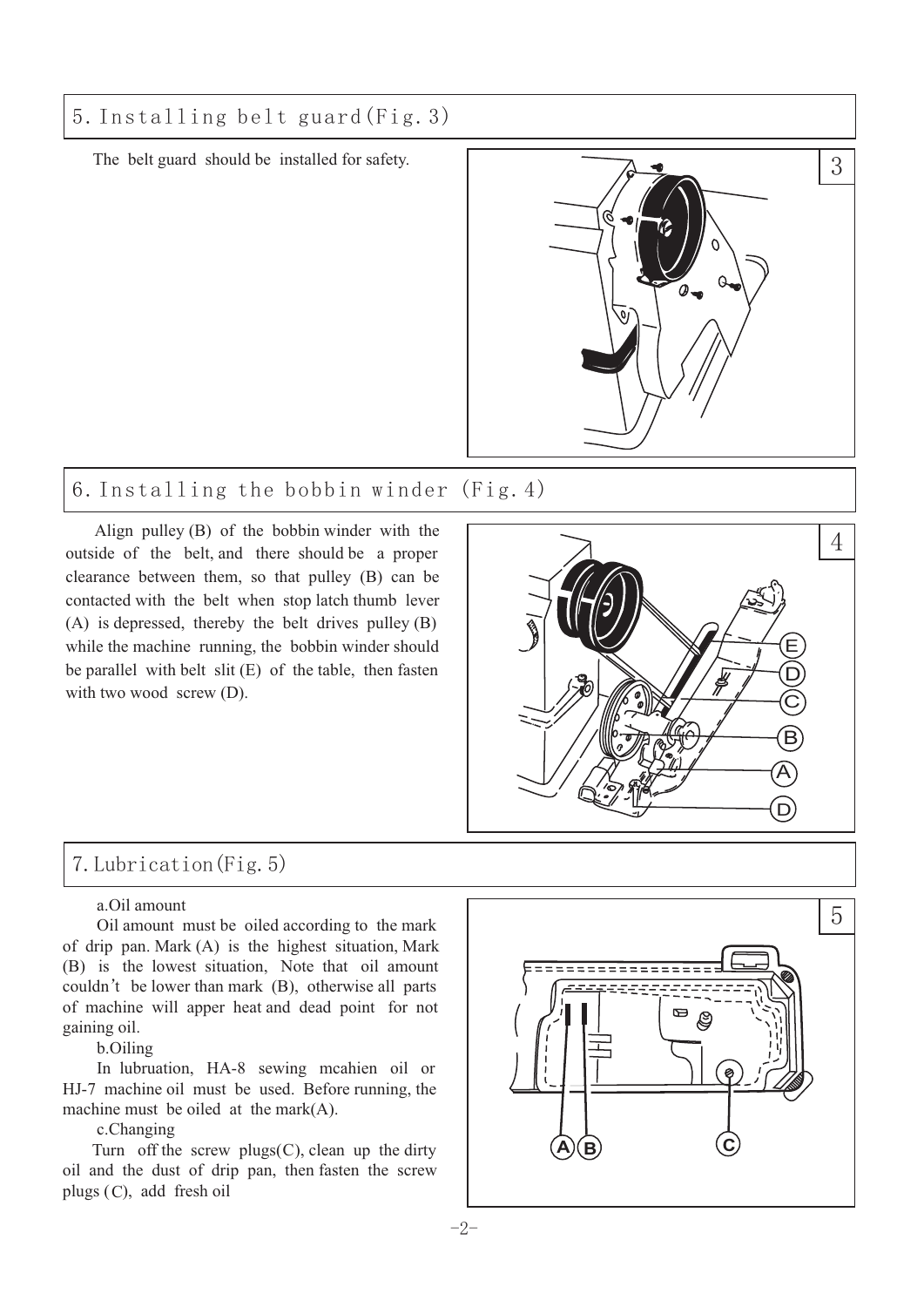## 5. Installing belt guard(Fig. 3)

The belt guard should be installed for safety.

## 6. Installing the bobbin winder (Fig. 4)

Align pulley (B) of the bobbin winder with the outside of the belt, and there should be a proper clearance between them, so that pulley (B) can be contacted with the belt when stop latch thumb lever (A) is depressed, thereby the belt drives pulley (B) while the machine running, the bobbin winder should be parallel with belt slit (E) of the table, then fasten with two wood screw (D).

## 7. Lubrication(Fig. 5)

a.Oil amount

Oil amount must be oiled according to the mark of drip pan. Mark (A) is the highest situation, Mark (B) is the lowest situation, Note that oil amount couldn't be lower than mark (B), otherwise all parts of machine will apper heat and dead point for not gaining oil.

b.Oiling

In lubruation, HA-8 sewing mcahien oil or HJ-7 machine oil must be used. Before running, the machine must be oiled at the mark(A).

c.Changing

Turn off the screw plugs(C), clean up the dirty oil and the dust of drip pan, then fasten the screw plugs (C), add fresh oil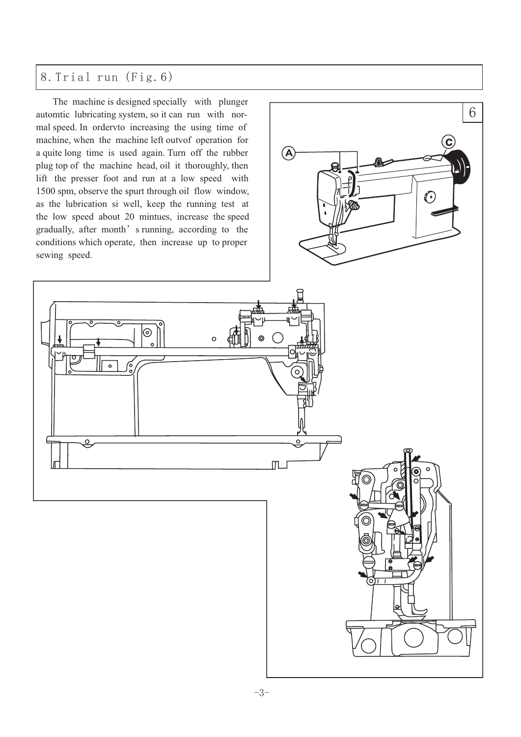## 8. Trial run (Fig. 6)

The machine is designed specially with plunger automtic lubricating system, so it can run with normal speed. In ordervto increasing the using time of machine, when the machine left outvof operation for a quite long time is used again. Turn off the rubber plug top of the machine head, oil it thoroughly, then lift the presser foot and run at a low speed with 1500 spm, observe the spurt through oil flow window, as the lubrication si well, keep the running test at the low speed about 20 mintues, increase the speed gradually, after month' s running, according to the conditions which operate, then increase up to proper sewing speed.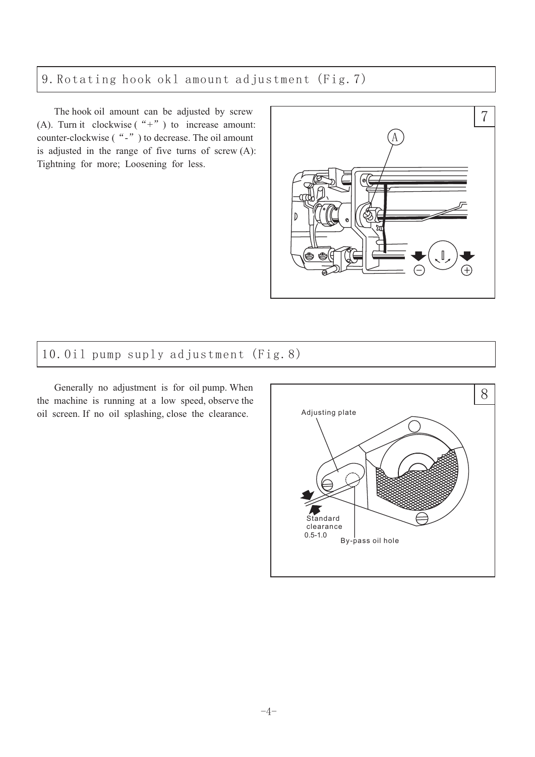## 9. Rotating hook okl amount adjustment (Fig.7)

The hook oil amount can be adjusted by screw (A). Turn it clockwise ("+") to increase amount: counter-clockwise ("-") to decrease. The oil amount is adjusted in the range of five turns of screw (A): Tightning for more; Loosening for less.

## 10. Oil pump suply adjustment (Fig.8)

Generally no adjustment is for oil pump. When the machine is running at a low speed, observe the oil screen. If no oil splashing, close the clearance.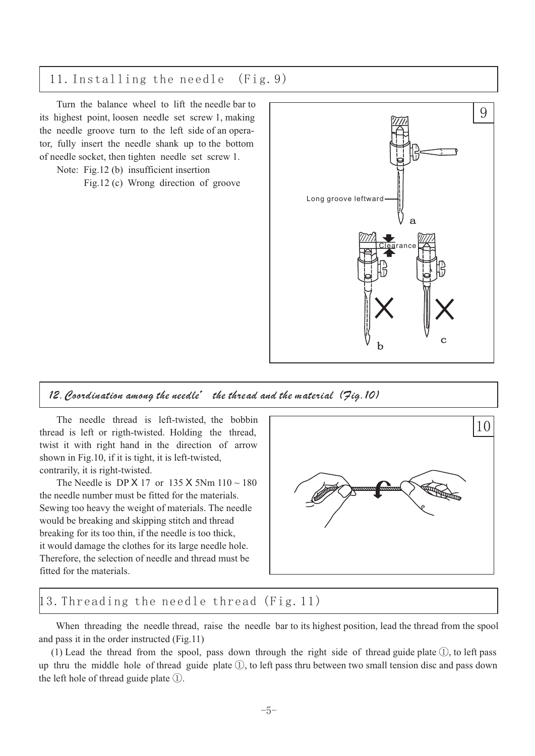## 11. Installing the needle (Fig. 9)

Turn the balance wheel to lift the needle bar to its highest point, loosen needle set screw 1, making the needle groove turn to the left side of an operator, fully insert the needle shank up to the bottom of needle socket, then tighten needle set screw 1.

Note: Fig.12 (b) insufficient insertion

Fig.12 (c) Wrong direction of groove

9

Long groove leftward

a

Clearance

b

c

## *12. Coordination among the needle' the thread and the material (Fig.10)*

The needle thread is left-twisted, the bobbin thread is left or rigth-twisted. Holding the thread, twist it with right hand in the direction of arrow shown in Fig.10, if it is tight, it is left-twisted, contrarily, it is right-twisted.

The Needle is DP X 17 or 135 X 5Nm 110 ~ 180 the needle number must be fitted for the materials. Sewing too heavy the weight of materials. The needle would be breaking and skipping stitch and thread breaking for its too thin, if the needle is too thick, it would damage the clothes for its large needle hole. Therefore, the selection of needle and thread must be fitted for the materials.

10

## 13. Threading the needle thread (Fig. 11)

When threading the needle thread, raise the needle bar to its highest position, lead the thread from the spool and pass it in the order instructed (Fig.11)

(1) Lead the thread from the spool, pass down through the right side of thread guide plate ①, to left pass up thru the middle hole of thread guide plate ①, to left pass thru between two small tension disc and pass down the left hole of thread guide plate ①.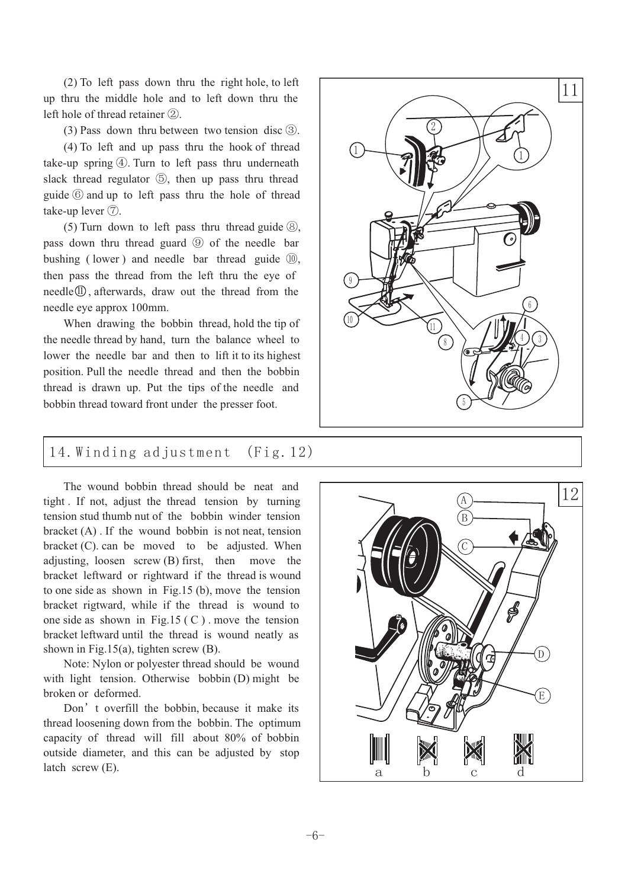(2) To left pass down thru the right hole, to left up thru the middle hole and to left down thru the left hole of thread retainer ②.

(3) Pass down thru between two tension disc ③.

(4) To left and up pass thru the hook of thread take-up spring ④. Turn to left pass thru underneath slack thread regulator ⑤, then up pass thru thread guide ⑥ and up to left pass thru the hole of thread take-up lever ⑦.

(5) Turn down to left pass thru thread guide ⑧, pass down thru thread guard ⑨ of the needle bar bushing ( lower ) and needle bar thread guide ⑩, then pass the thread from the left thru the eye of needle⑪, afterwards, draw out the thread from the needle eye approx 100mm.

When drawing the bobbin thread, hold the tip of the needle thread by hand, turn the balance wheel to lower the needle bar and then to lift it to its highest position. Pull the needle thread and then the bobbin thread is drawn up. Put the tips of the needle and bobbin thread toward front under the presser foot.

## 14. Winding adjustment (Fig. 12)

The wound bobbin thread should be neat and tight . If not, adjust the thread tension by turning tension stud thumb nut of the bobbin winder tension bracket (A) . If the wound bobbin is not neat, tension bracket (C). can be moved to be adjusted. When adjusting, loosen screw (B) first, then move the bracket leftward or rightward if the thread is wound to one side as shown in Fig.15 (b), move the tension bracket rigtward, while if the thread is wound to one side as shown in Fig.15 ( C ) . move the tension bracket leftward until the thread is wound neatly as shown in Fig.15(a), tighten screw (B).

Note: Nylon or polyester thread should be wound with light tension. Otherwise bobbin (D) might be broken or deformed.

Don’t overfill the bobbin, because it make its thread loosening down from the bobbin. The optimum capacity of thread will fill about 80% of bobbin outside diameter, and this can be adjusted by stop latch screw (E).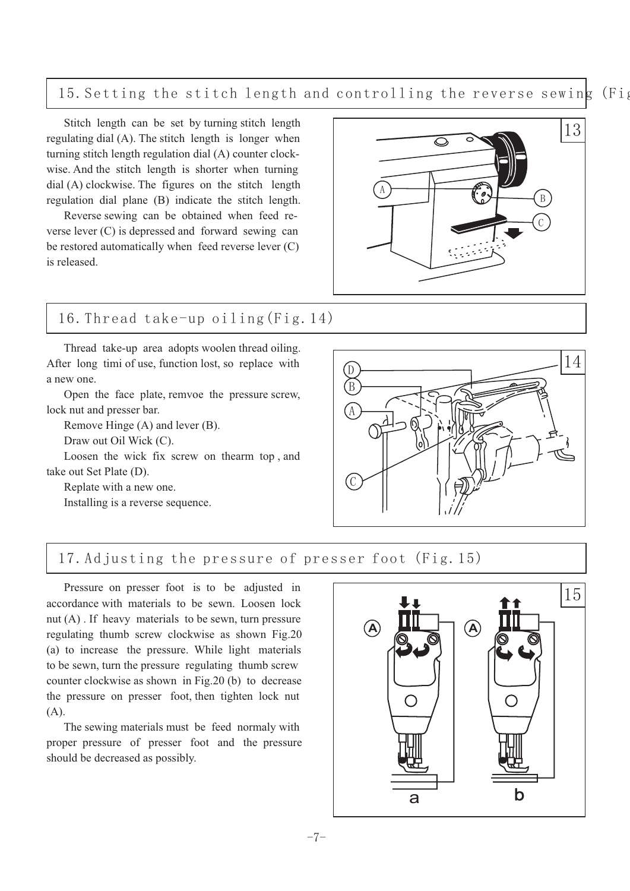## 15. Setting the stitch length and controlling the reverse sewing (Fig

Stitch length can be set by turning stitch length regulating dial (A). The stitch length is longer when turning stitch length regulation dial (A) counter clockwise. And the stitch length is shorter when turning dial (A) clockwise. The figures on the stitch length regulation dial plane (B) indicate the stitch length.

Reverse sewing can be obtained when feed reverse lever (C) is depressed and forward sewing can be restored automatically when feed reverse lever (C) is released.

## 16. Thread take-up oiling (Fig. 14)

Thread take-up area adopts woolen thread oiling. After long timi of use, function lost, so replace with a new one.

Open the face plate, remvoe the pressure screw, lock nut and presser bar.

Remove Hinge (A) and lever (B).

Draw out Oil Wick (C).

Loosen the wick fix screw on thearm top , and take out Set Plate (D).

Replate with a new one.

Installing is a reverse sequence.

## 17. Adjusting the pressure of presser foot (Fig. 15)

Pressure on presser foot is to be adjusted in accordance with materials to be sewn. Loosen lock nut (A) . If heavy materials to be sewn, turn pressure regulating thumb screw clockwise as shown Fig.20 (a) to increase the pressure. While light materials to be sewn, turn the pressure regulating thumb screw counter clockwise as shown in Fig.20 (b) to decrease the pressure on presser foot, then tighten lock nut (A).

The sewing materials must be feed normaly with proper pressure of presser foot and the pressure should be decreased as possibly.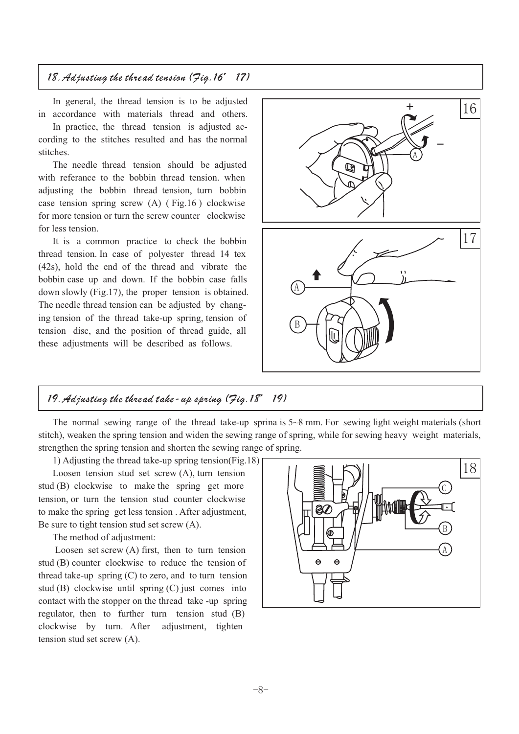## 18. Adjusting the thread tension (Fig.16~17)

In general, the thread tension is to be adjusted in accordance with materials thread and others.

In practice, the thread tension is adjusted according to the stitches resulted and has the normal stitches.

The needle thread tension should be adjusted with referance to the bobbin thread tension. when adjusting the bobbin thread tension, turn bobbin case tension spring screw (A) ( Fig.16 ) clockwise for more tension or turn the screw counter clockwise for less tension.

It is a common practice to check the bobbin thread tension. In case of polyester thread 14 tex (42s), hold the end of the thread and vibrate the bobbin case up and down. If the bobbin case falls down slowly (Fig.17), the proper tension is obtained. The needle thread tension can be adjusted by changing tension of the thread take-up spring, tension of tension disc, and the position of thread guide, all these adjustments will be described as follows.

## 19. Adjusting the thread take-up spring (Fig.18~19)

The normal sewing range of the thread take-up sprina is 5~8 mm. For sewing light weight materials (short stitch), weaken the spring tension and widen the sewing range of spring, while for sewing heavy weight materials, strengthen the spring tension and shorten the sewing range of spring.

1) Adjusting the thread take-up spring tension(Fig.18)

Loosen tension stud set screw (A), turn tension stud (B) clockwise to make the spring get more tension, or turn the tension stud counter clockwise to make the spring get less tension . After adjustment, Be sure to tight tension stud set screw (A).

The method of adjustment:

Loosen set screw (A) first, then to turn tension stud (B) counter clockwise to reduce the tension of thread take-up spring (C) to zero, and to turn tension stud (B) clockwise until spring (C) just comes into contact with the stopper on the thread take -up spring regulator, then to further turn tension stud (B) clockwise by turn. After adjustment, tighten tension stud set screw (A).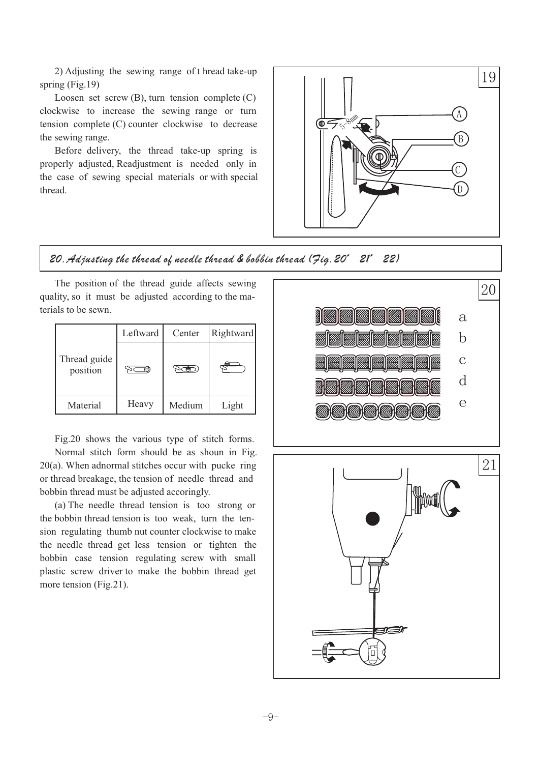2) Adjusting the sewing range of t hread take-up spring (Fig.19)

Loosen set screw (B), turn tension complete (C) clockwise to increase the sewing range or turn tension complete (C) counter clockwise to decrease the sewing range.

Before delivery, the thread take-up spring is properly adjusted, Readjustment is needed only in the case of sewing special materials or with special thread.

## 20. Adjusting the thread of needle thread & bobbin thread (Fig.20' 21' 22)

The position of the thread guide affects sewing quality, so it must be adjusted according to the materials to be sewn.

| | Leftward | Center | Rightward |
|---|---|---|---|
| Thread guide position | | | |
| Material | Heavy | Medium | Light |

Fig.20 shows the various type of stitch forms.

Normal stitch form should be as shoun in Fig. 20(a). When adnormal stitches occur with pucke ring or thread breakage, the tension of needle thread and bobbin thread must be adjusted accoringly.

(a) The needle thread tension is too strong or the bobbin thread tension is too weak, turn the tension regulating thumb nut counter clockwise to make the needle thread get less tension or tighten the bobbin case tension regulating screw with small plastic screw driver to make the bobbin thread get more tension (Fig.21).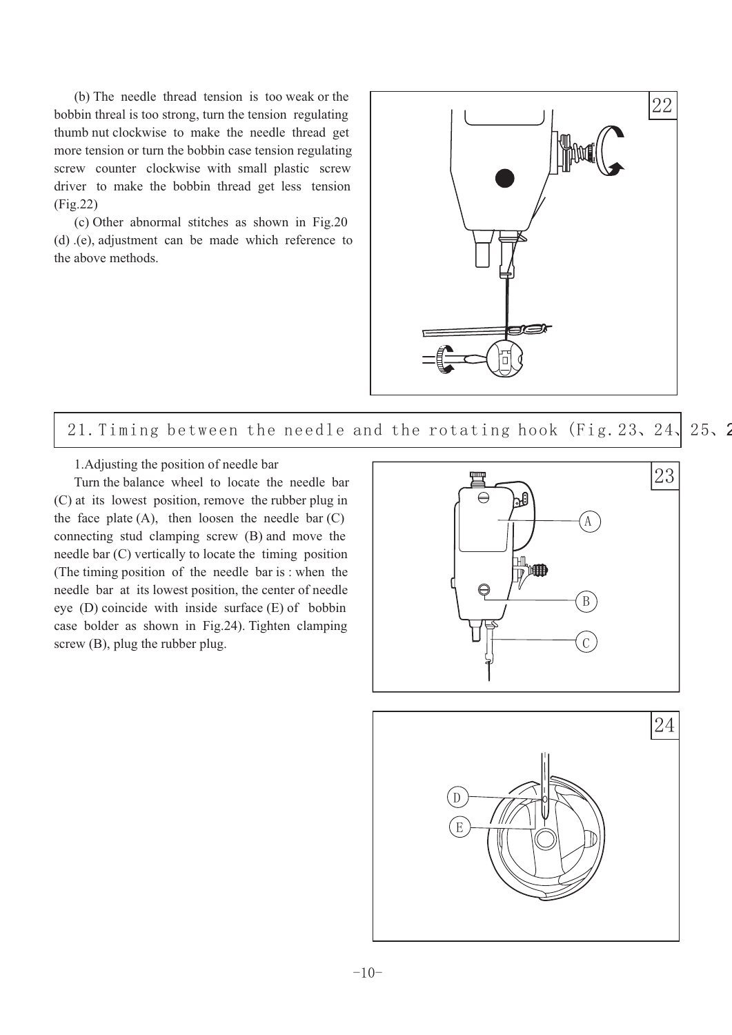(b) The needle thread tension is too weak or the bobbin threal is too strong, turn the tension regulating thumb nut clockwise to make the needle thread get more tension or turn the bobbin case tension regulating screw counter clockwise with small plastic screw driver to make the bobbin thread get less tension (Fig.22)

(c) Other abnormal stitches as shown in Fig.20 (d) .(e), adjustment can be made which reference to the above methods.

## 21. Timing between the needle and the rotating hook (Fig.23、24、25、2

1.Adjusting the position of needle bar

Turn the balance wheel to locate the needle bar (C) at its lowest position, remove the rubber plug in the face plate (A), then loosen the needle bar (C) connecting stud clamping screw (B) and move the needle bar (C) vertically to locate the timing position (The timing position of the needle bar is : when the needle bar at its lowest position, the center of needle eye (D) coincide with inside surface (E) of bobbin case bolder as shown in Fig.24). Tighten clamping screw (B), plug the rubber plug.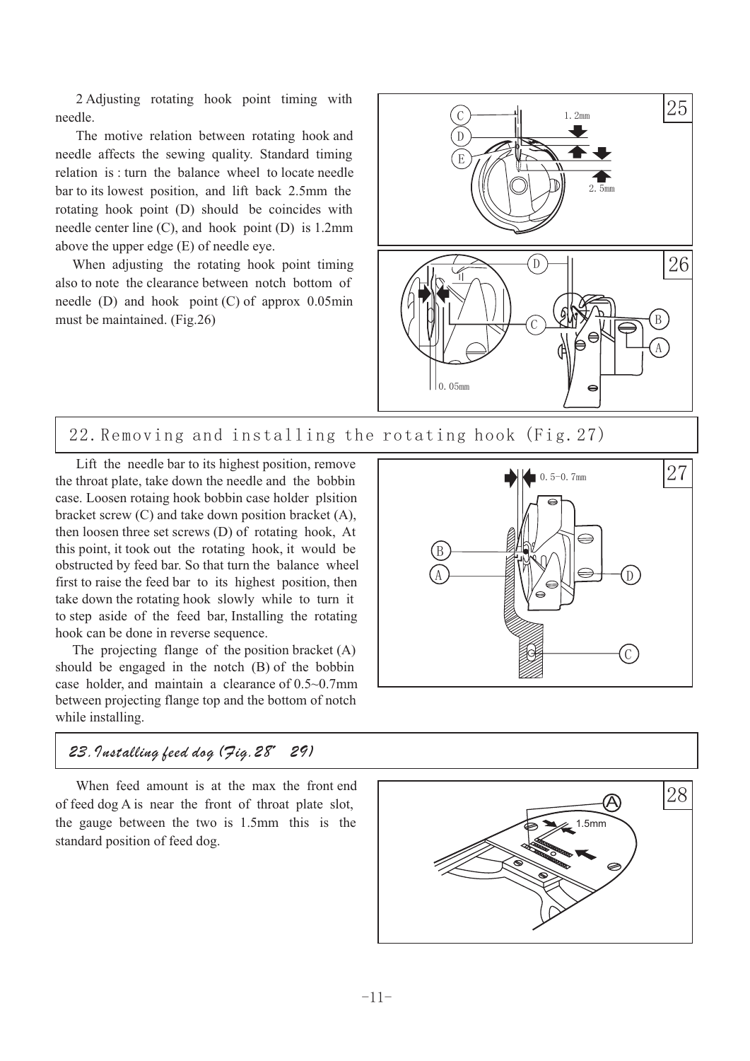2 Adjusting rotating hook point timing with needle.

The motive relation between rotating hook and needle affects the sewing quality. Standard timing relation is : turn the balance wheel to locate needle bar to its lowest position, and lift back 2.5mm the rotating hook point (D) should be coincides with needle center line (C), and hook point (D) is 1.2mm above the upper edge (E) of needle eye.

When adjusting the rotating hook point timing also to note the clearance between notch bottom of needle (D) and hook point (C) of approx 0.05min must be maintained. (Fig.26)

## 22. Removing and installing the rotating hook (Fig. 27)

Lift the needle bar to its highest position, remove the throat plate, take down the needle and the bobbin case. Loosen rotaing hook bobbin case holder plsition bracket screw (C) and take down position bracket (A), then loosen three set screws (D) of rotating hook, At this point, it took out the rotating hook, it would be obstructed by feed bar. So that turn the balance wheel first to raise the feed bar to its highest position, then take down the rotating hook slowly while to turn it to step aside of the feed bar, Installing the rotating hook can be done in reverse sequence.

The projecting flange of the position bracket (A) should be engaged in the notch (B) of the bobbin case holder, and maintain a clearance of 0.5~0.7mm between projecting flange top and the bottom of notch while installing.

## *23. Installing feed dog (Fig. 28" 29)*

When feed amount is at the max the front end of feed dog A is near the front of throat plate slot, the gauge between the two is 1.5mm this is the standard position of feed dog.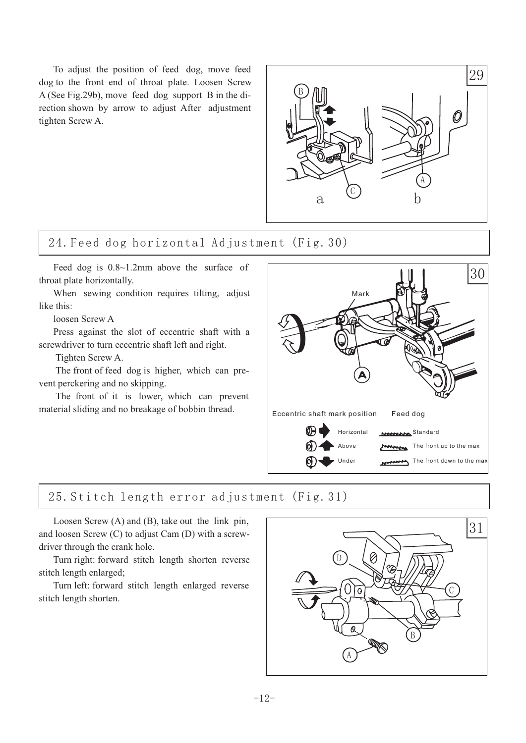To adjust the position of feed dog, move feed dog to the front end of throat plate. Loosen Screw A (See Fig.29b), move feed dog support B in the direction shown by arrow to adjust After adjustment tighten Screw A.

## 24. Feed dog horizontal Adjustment (Fig.30)

Feed dog is 0.8~1.2mm above the surface of throat plate horizontally.

When sewing condition requires tilting, adjust like this:

loosen Screw A

Press against the slot of eccentric shaft with a screwdriver to turn eccentric shaft left and right.

Tighten Screw A.

The front of feed dog is higher, which can prevent perckering and no skipping.

The front of it is lower, which can prevent material sliding and no breakage of bobbin thread.

| Eccentric shaft mark position | Feed dog |
| --- | --- |
| Horizontal | Standard |
| Above | The front up to the max |
| Under | The front down to the max |

## 25. Stitch length error adjustment (Fig.31)

Loosen Screw (A) and (B), take out the link pin, and loosen Screw (C) to adjust Cam (D) with a screwdriver through the crank hole.

Turn right: forward stitch length shorten reverse stitch length enlarged;

Turn left: forward stitch length enlarged reverse stitch length shorten.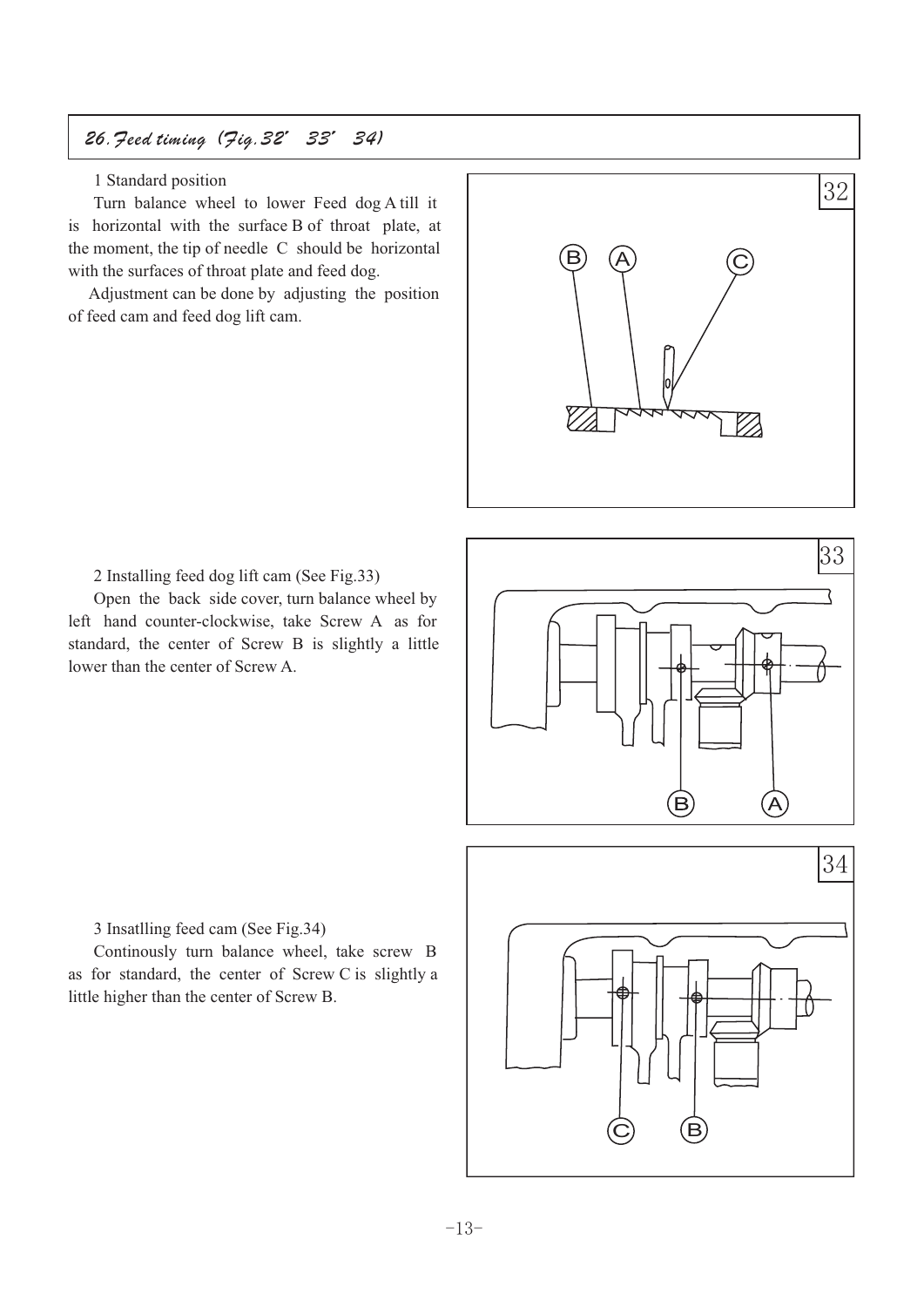## 26. Feed timing (Fig.32' 33' 34)

1 Standard position

Turn balance wheel to lower Feed dog A till it is horizontal with the surface B of throat plate, at the moment, the tip of needle C should be horizontal with the surfaces of throat plate and feed dog.

Adjustment can be done by adjusting the position of feed cam and feed dog lift cam.

2 Installing feed dog lift cam (See Fig.33)

Open the back side cover, turn balance wheel by left hand counter-clockwise, take Screw A as for standard, the center of Screw B is slightly a little lower than the center of Screw A.

3 Insatlling feed cam (See Fig.34)

Continously turn balance wheel, take screw B as for standard, the center of Screw C is slightly a little higher than the center of Screw B.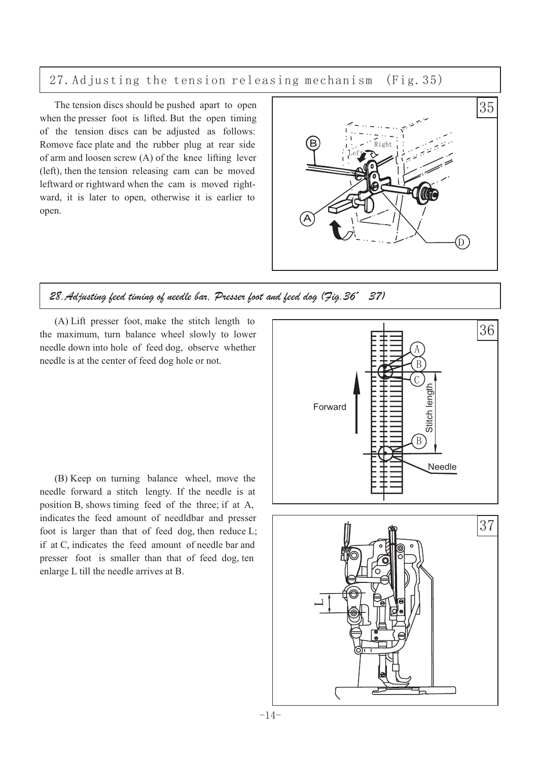## 27. Adjusting the tension releasing mechanism (Fig.35)

The tension discs should be pushed apart to open when the presser foot is lifted. But the open timing of the tension discs can be adjusted as follows: Romove face plate and the rubber plug at rear side of arm and loosen screw (A) of the knee lifting lever (left), then the tension releasing cam can be moved leftward or rightward when the cam is moved rightward, it is later to open, otherwise it is earlier to open.

## *28. Adjusting feed timing of needle bar, Presser foot and feed dog (Fig.36' 37)*

(A) Lift presser foot, make the stitch length to the maximum, turn balance wheel slowly to lower needle down into hole of feed dog, observe whether needle is at the center of feed dog hole or not.

(B) Keep on turning balance wheel, move the needle forward a stitch lengty. If the needle is at position B, shows timing feed of the three; if at A, indicates the feed amount of needldbar and presser foot is larger than that of feed dog, then reduce L; if at C, indicates the feed amount of needle bar and presser foot is smaller than that of feed dog, ten enlarge L till the needle arrives at B.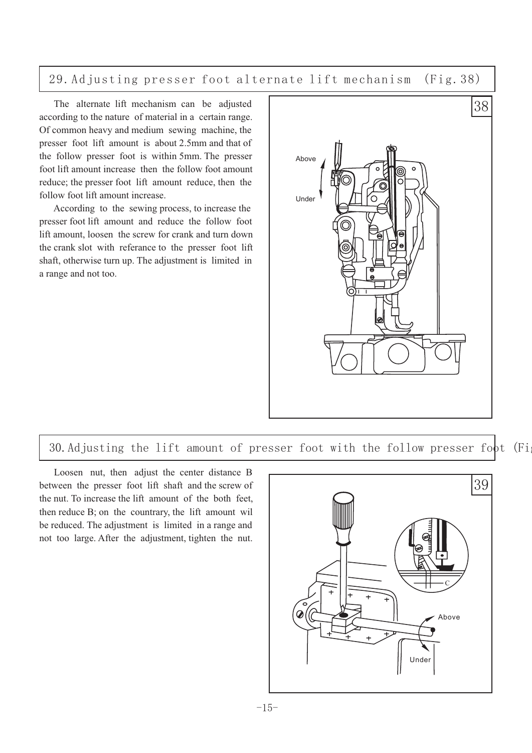## 29. Adjusting presser foot alternate lift mechanism (Fig.38)

The alternate lift mechanism can be adjusted according to the nature of material in a certain range. Of common heavy and medium sewing machine, the presser foot lift amount is about 2.5mm and that of the follow presser foot is within 5mm. The presser foot lift amount increase then the follow foot amount reduce; the presser foot lift amount reduce, then the follow foot lift amount increase.

According to the sewing process, to increase the presser foot lift amount and reduce the follow foot lift amount, loosen the screw for crank and turn down the crank slot with referance to the presser foot lift shaft, otherwise turn up. The adjustment is limited in a range and not too.

## 30. Adjusting the lift amount of presser foot with the follow presser foot (Fig

Loosen nut, then adjust the center distance B between the presser foot lift shaft and the screw of the nut. To increase the lift amount of the both feet, then reduce B; on the countrary, the lift amount wil be reduced. The adjustment is limited in a range and not too large. After the adjustment, tighten the nut.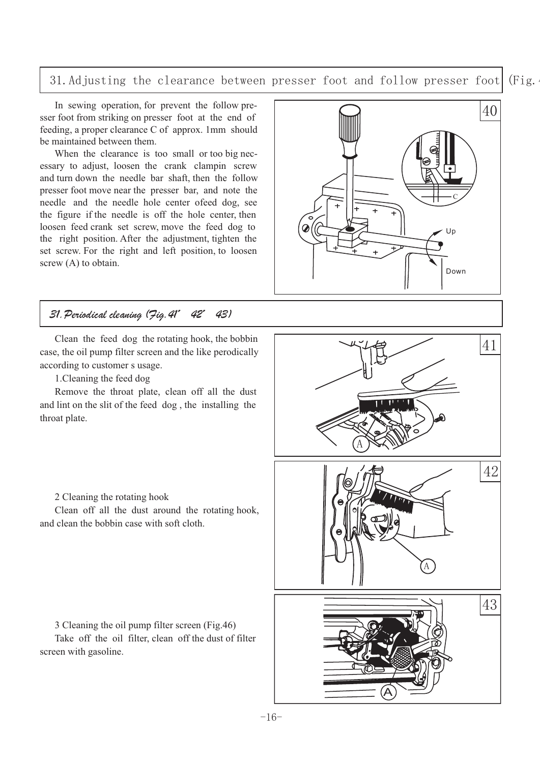## 31. Adjusting the clearance between presser foot and follow presser foot (Fig.4

In sewing operation, for prevent the follow presser foot from striking on presser foot at the end of feeding, a proper clearance C of approx. 1mm should be maintained between them.

When the clearance is too small or too big necessary to adjust, loosen the crank clampin screw and turn down the needle bar shaft, then the follow presser foot move near the presser bar, and note the needle and the needle hole center ofeed dog, see the figure if the needle is off the hole center, then loosen feed crank set screw, move the feed dog to the right position. After the adjustment, tighten the set screw. For the right and left position, to loosen screw (A) to obtain.

## *31. Periodical cleaning (Fig.41' 42' 43)*

Clean the feed dog the rotating hook, the bobbin case, the oil pump filter screen and the like perodically according to customer s usage.

1.Cleaning the feed dog

Remove the throat plate, clean off all the dust and lint on the slit of the feed dog , the installing the throat plate.

2 Cleaning the rotating hook

Clean off all the dust around the rotating hook, and clean the bobbin case with soft cloth.

3 Cleaning the oil pump filter screen (Fig.46)

Take off the oil filter, clean off the dust of filter screen with gasoline.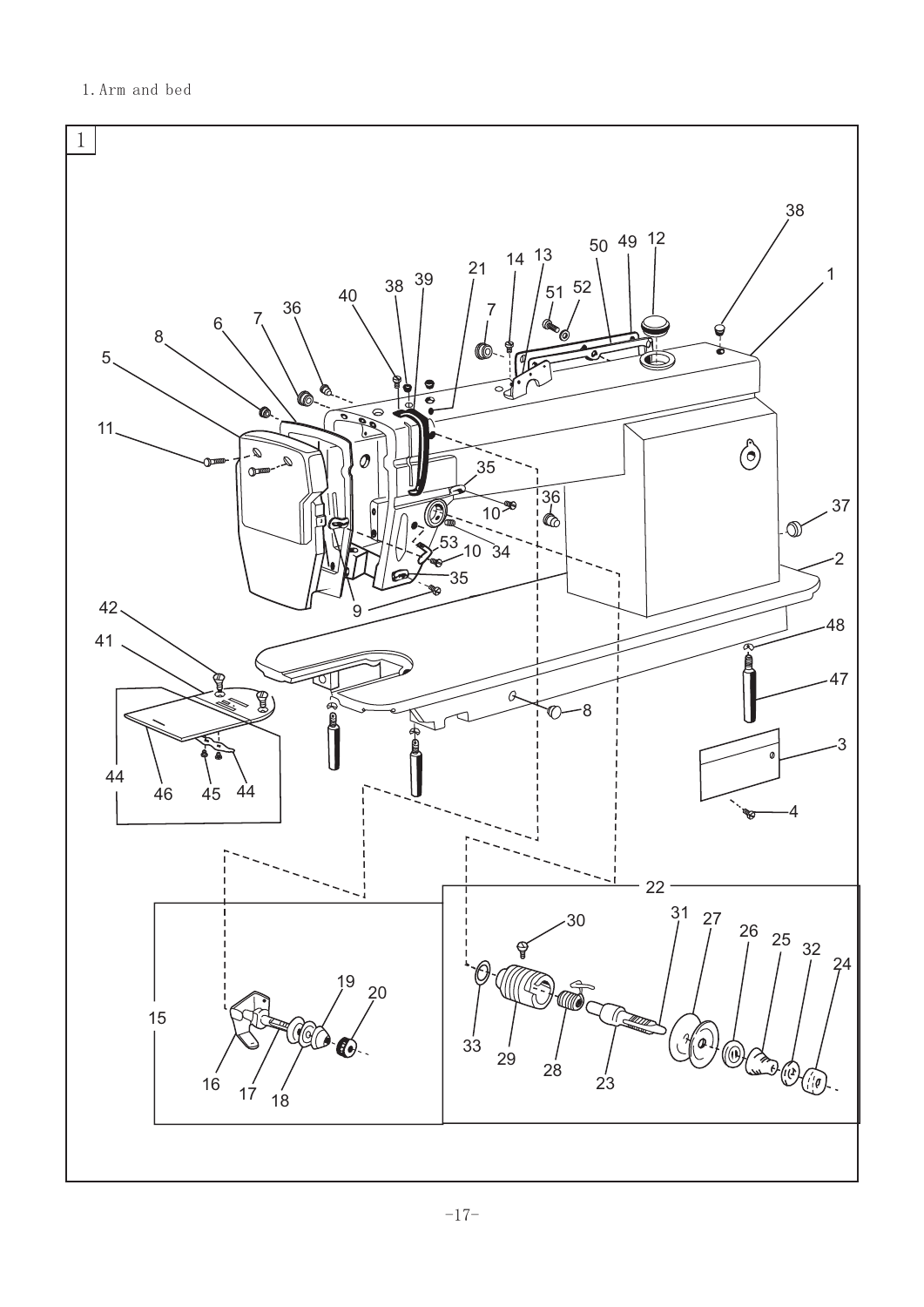1. Arm and bed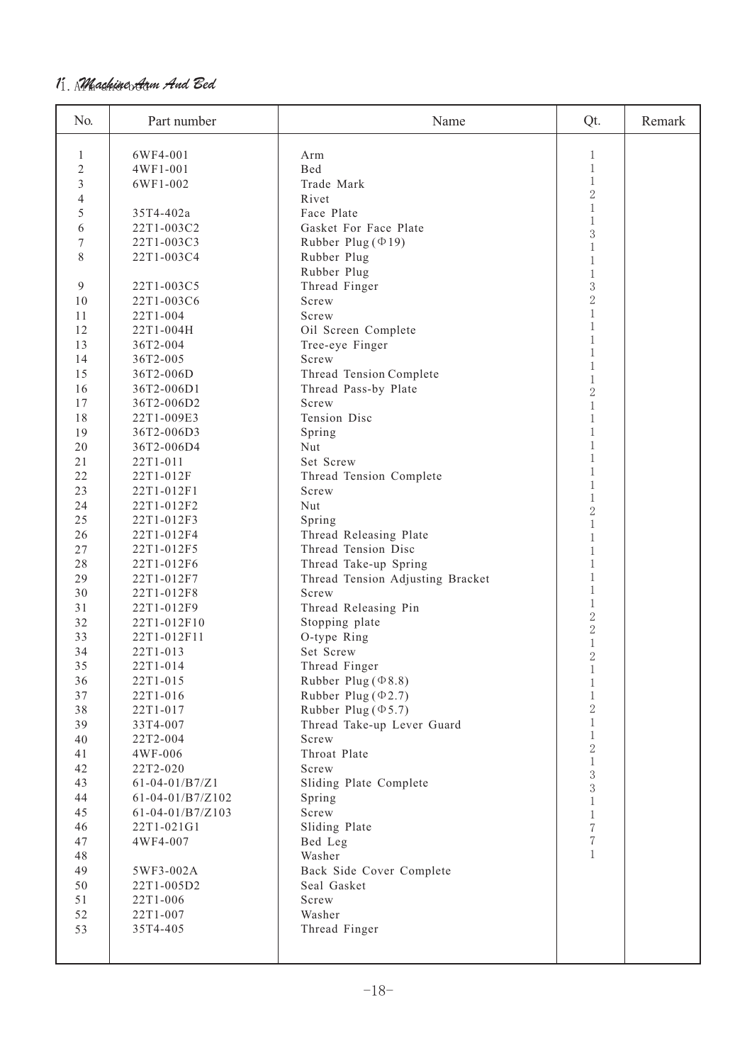## 1. Machine Arm And Bed

| No. | Part number | Name | Qt. | Remark |
|---|---|---|---|---|
| 1 | 6WF4-001 | Arm | 1 | |
| 2 | 4WF1-001 | Bed | 1 | |
| 3 | 6WF1-002 | Trade Mark | 1 | |
| 4 | | Rivet | 2 | |
| 5 | 35T4-402a | Face Plate | 1 | |
| 6 | 22T1-003C2 | Gasket For Face Plate | 1 | |
| 7 | 22T1-003C3 | Rubber Plug (Φ19) | 3 | |
| 8 | 22T1-003C4 | Rubber Plug | 1 | |
| | | Rubber Plug | 1 | |
| 9 | 22T1-003C5 | Thread Finger | 1 | |
| 10 | 22T1-003C6 | Screw | 3 | |
| 11 | 22T1-004 | Screw | 2 | |
| 12 | 22T1-004H | Oil Screen Complete | 1 | |
| 13 | 36T2-004 | Tree-eye Finger | 1 | |
| 14 | 36T2-005 | Screw | 1 | |
| 15 | 36T2-006D | Thread Tension Complete | 1 | |
| 16 | 36T2-006D1 | Thread Pass-by Plate | 1 | |
| 17 | 36T2-006D2 | Screw | 1 | |
| 18 | 22T1-009E3 | Tension Disc | 2 | |
| 19 | 36T2-006D3 | Spring | 1 | |
| 20 | 36T2-006D4 | Nut | 1 | |
| 21 | 22T1-011 | Set Screw | 1 | |
| 22 | 22T1-012F | Thread Tension Complete | 1 | |
| 23 | 22T1-012F1 | Screw | 1 | |
| 24 | 22T1-012F2 | Nut | 1 | |
| 25 | 22T1-012F3 | Spring | 1 | |
| 26 | 22T1-012F4 | Thread Releasing Plate | 1 | |
| 27 | 22T1-012F5 | Thread Tension Disc | 2 | |
| 28 | 22T1-012F6 | Thread Take-up Spring | 1 | |
| 29 | 22T1-012F7 | Thread Tension Adjusting Bracket | 1 | |
| 30 | 22T1-012F8 | Screw | 1 | |
| 31 | 22T1-012F9 | Thread Releasing Pin | 1 | |
| 32 | 22T1-012F10 | Stopping plate | 1 | |
| 33 | 22T1-012F11 | O-type Ring | 1 | |
| 34 | 22T1-013 | Set Screw | 1 | |
| 35 | 22T1-014 | Thread Finger | 2 | |
| 36 | 22T1-015 | Rubber Plug (Φ8.8) | 2 | |
| 37 | 22T1-016 | Rubber Plug (Φ2.7) | 1 | |
| 38 | 22T1-017 | Rubber Plug (Φ5.7) | 2 | |
| 39 | 33T4-007 | Thread Take-up Lever Guard | 1 | |
| 40 | 22T2-004 | Screw | 1 | |
| 41 | 4WF-006 | Throat Plate | 1 | |
| 42 | 22T2-020 | Screw | 2 | |
| 43 | 61-04-01/B7/Z1 | Sliding Plate Complete | 1 | |
| 44 | 61-04-01/B7/Z102 | Spring | 1 | |
| 45 | 61-04-01/B7/Z103 | Screw | 2 | |
| 46 | 22T1-021G1 | Sliding Plate | 1 | |
| 47 | 4WF4-007 | Bed Leg | 3 | |
| 48 | | Washer | 3 | |
| 49 | 5WF3-002A | Back Side Cover Complete | 1 | |
| 50 | 22T1-005D2 | Seal Gasket | 1 | |
| 51 | 22T1-006 | Screw | 7 | |
| 52 | 22T1-007 | Washer | 7 | |
| 53 | 35T4-405 | Thread Finger | 1 | |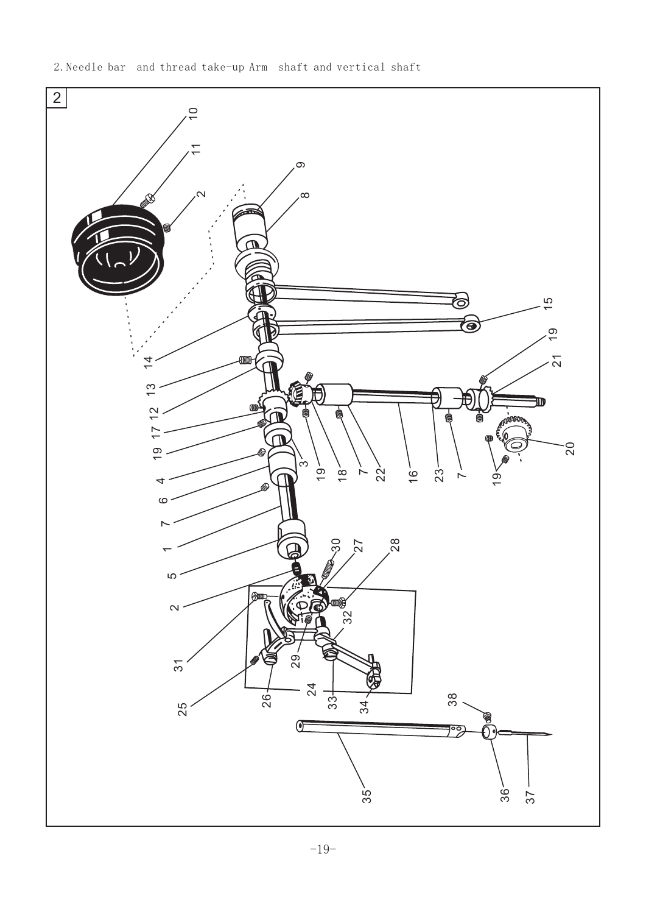2. Needle bar and thread take-up Arm shaft and vertical shaft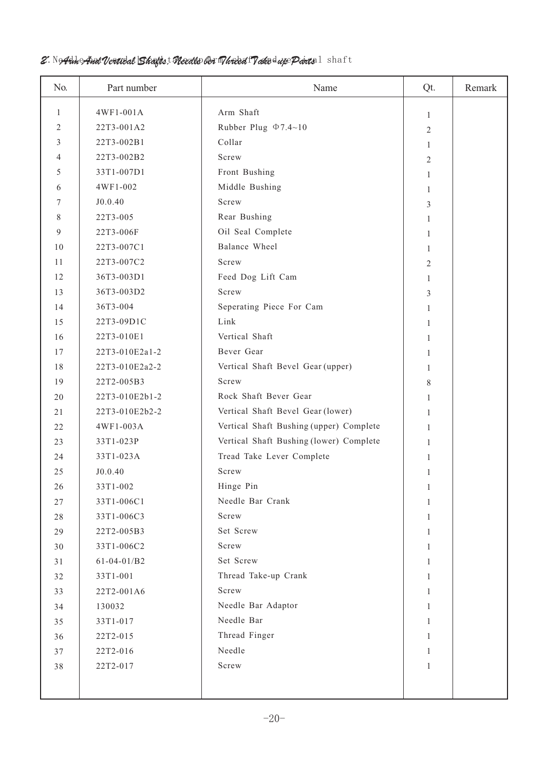## 2. Arm And Vertical Shafts, Needle bar Thread Take-up Parts

| No. | Part number | Name | Qt. | Remark |
|---|---|---|---|---|
| 1 | 4WF1-001A | Arm Shaft | 1 | |
| 2 | 22T3-001A2 | Rubber Plug Φ7.4~10 | 2 | |
| 3 | 22T3-002B1 | Collar | 1 | |
| 4 | 22T3-002B2 | Screw | 2 | |
| 5 | 33T1-007D1 | Front Bushing | 1 | |
| 6 | 4WF1-002 | Middle Bushing | 1 | |
| 7 | J0.0.40 | Screw | 3 | |
| 8 | 22T3-005 | Rear Bushing | 1 | |
| 9 | 22T3-006F | Oil Seal Complete | 1 | |
| 10 | 22T3-007C1 | Balance Wheel | 1 | |
| 11 | 22T3-007C2 | Screw | 2 | |
| 12 | 36T3-003D1 | Feed Dog Lift Cam | 1 | |
| 13 | 36T3-003D2 | Screw | 3 | |
| 14 | 36T3-004 | Seperating Piece For Cam | 1 | |
| 15 | 22T3-09D1C | Link | 1 | |
| 16 | 22T3-010E1 | Vertical Shaft | 1 | |
| 17 | 22T3-010E2a1-2 | Bever Gear | 1 | |
| 18 | 22T3-010E2a2-2 | Vertical Shaft Bevel Gear (upper) | 1 | |
| 19 | 22T2-005B3 | Screw | 8 | |
| 20 | 22T3-010E2b1-2 | Rock Shaft Bever Gear | 1 | |
| 21 | 22T3-010E2b2-2 | Vertical Shaft Bevel Gear (lower) | 1 | |
| 22 | 4WF1-003A | Vertical Shaft Bushing (upper) Complete | 1 | |
| 23 | 33T1-023P | Vertical Shaft Bushing (lower) Complete | 1 | |
| 24 | 33T1-023A | Tread Take Lever Complete | 1 | |
| 25 | J0.0.40 | Screw | 1 | |
| 26 | 33T1-002 | Hinge Pin | 1 | |
| 27 | 33T1-006C1 | Needle Bar Crank | 1 | |
| 28 | 33T1-006C3 | Screw | 1 | |
| 29 | 22T2-005B3 | Set Screw | 1 | |
| 30 | 33T1-006C2 | Screw | 1 | |
| 31 | 61-04-01/B2 | Set Screw | 1 | |
| 32 | 33T1-001 | Thread Take-up Crank | 1 | |
| 33 | 22T2-001A6 | Screw | 1 | |
| 34 | 130032 | Needle Bar Adaptor | 1 | |
| 35 | 33T1-017 | Needle Bar | 1 | |
| 36 | 22T2-015 | Thread Finger | 1 | |
| 37 | 22T2-016 | Needle | 1 | |
| 38 | 22T2-017 | Screw | 1 | |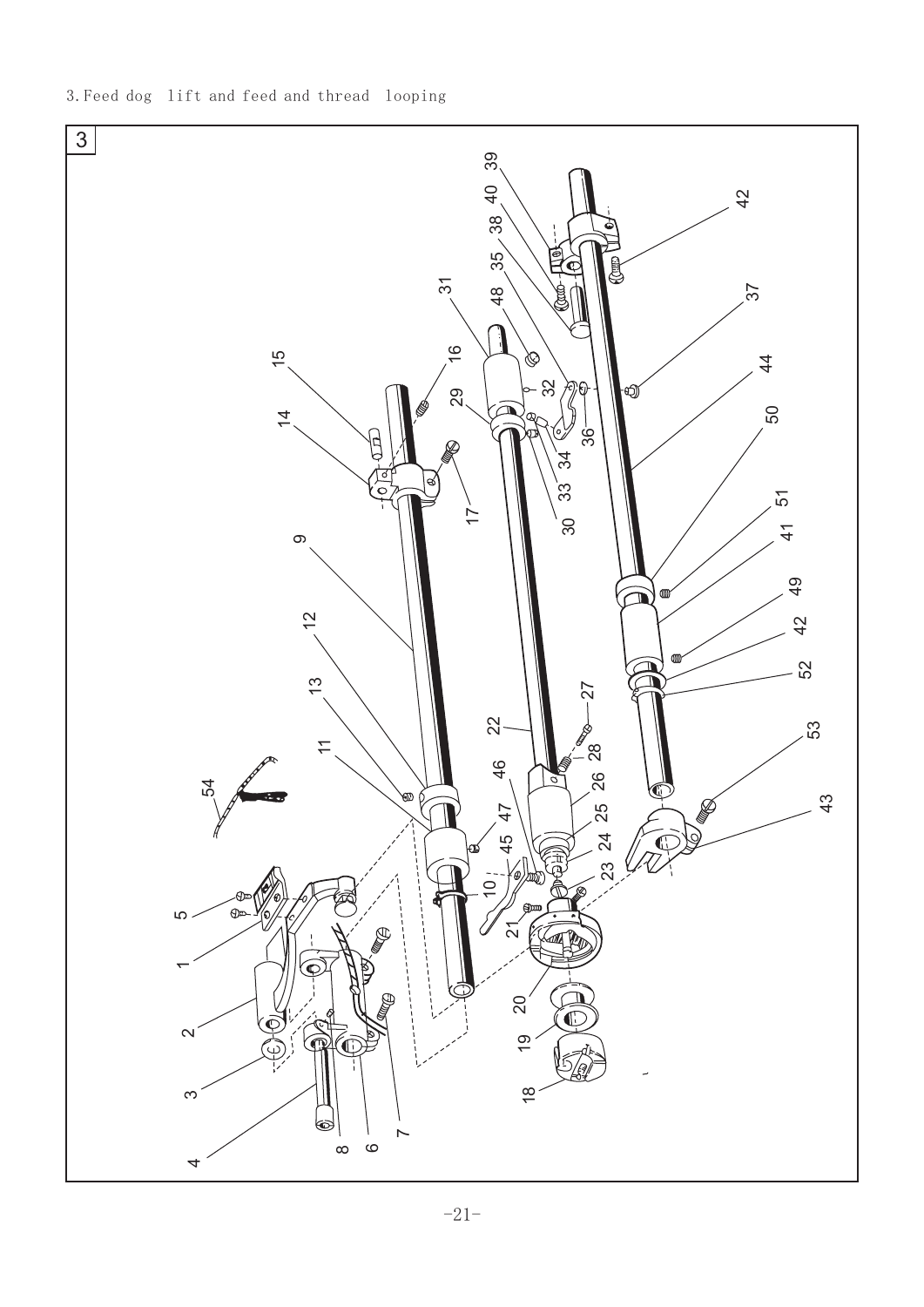3.Feed dog lift and feed and thread looping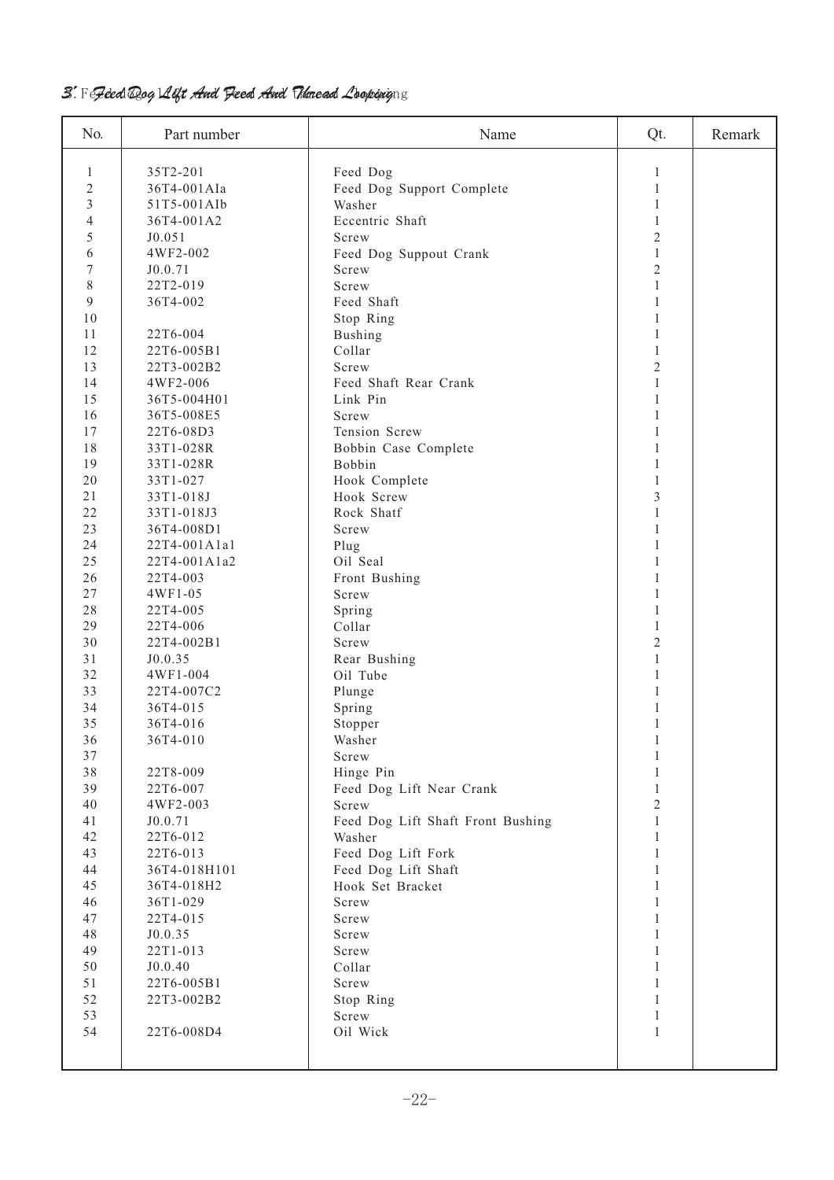## 3. Feed Dog Lift And Feed And Thread Looping

| No. | Part number | Name | Qt. | Remark |
|---|---|---|---|---|
| 1 | 35T2-201 | Feed Dog | 1 | |
| 2 | 36T4-001AIa | Feed Dog Support Complete | 1 | |
| 3 | 51T5-001AIb | Washer | 1 | |
| 4 | 36T4-001A2 | Eccentric Shaft | 1 | |
| 5 | J0.051 | Screw | 2 | |
| 6 | 4WF2-002 | Feed Dog Suppout Crank | 1 | |
| 7 | J0.0.71 | Screw | 2 | |
| 8 | 22T2-019 | Screw | 1 | |
| 9 | 36T4-002 | Feed Shaft | 1 | |
| 10 | | Stop Ring | 1 | |
| 11 | 22T6-004 | Bushing | 1 | |
| 12 | 22T6-005B1 | Collar | 1 | |
| 13 | 22T3-002B2 | Screw | 2 | |
| 14 | 4WF2-006 | Feed Shaft Rear Crank | 1 | |
| 15 | 36T5-004H01 | Link Pin | 1 | |
| 16 | 36T5-008E5 | Screw | 1 | |
| 17 | 22T6-08D3 | Tension Screw | 1 | |
| 18 | 33T1-028R | Bobbin Case Complete | 1 | |
| 19 | 33T1-028R | Bobbin | 1 | |
| 20 | 33T1-027 | Hook Complete | 1 | |
| 21 | 33T1-018J | Hook Screw | 3 | |
| 22 | 33T1-018J3 | Rock Shatf | 1 | |
| 23 | 36T4-008D1 | Screw | 1 | |
| 24 | 22T4-001A1a1 | Plug | 1 | |
| 25 | 22T4-001A1a2 | Oil Seal | 1 | |
| 26 | 22T4-003 | Front Bushing | 1 | |
| 27 | 4WF1-05 | Screw | 1 | |
| 28 | 22T4-005 | Spring | 1 | |
| 29 | 22T4-006 | Collar | 1 | |
| 30 | 22T4-002B1 | Screw | 2 | |
| 31 | J0.0.35 | Rear Bushing | 1 | |
| 32 | 4WF1-004 | Oil Tube | 1 | |
| 33 | 22T4-007C2 | Plunge | 1 | |
| 34 | 36T4-015 | Spring | 1 | |
| 35 | 36T4-016 | Stopper | 1 | |
| 36 | 36T4-010 | Washer | 1 | |
| 37 | | Screw | 1 | |
| 38 | 22T8-009 | Hinge Pin | 1 | |
| 39 | 22T6-007 | Feed Dog Lift Near Crank | 1 | |
| 40 | 4WF2-003 | Screw | 2 | |
| 41 | J0.0.71 | Feed Dog Lift Shaft Front Bushing | 1 | |
| 42 | 22T6-012 | Washer | 1 | |
| 43 | 22T6-013 | Feed Dog Lift Fork | 1 | |
| 44 | 36T4-018H101 | Feed Dog Lift Shaft | 1 | |
| 45 | 36T4-018H2 | Hook Set Bracket | 1 | |
| 46 | 36T1-029 | Screw | 1 | |
| 47 | 22T4-015 | Screw | 1 | |
| 48 | J0.0.35 | Screw | 1 | |
| 49 | 22T1-013 | Screw | 1 | |
| 50 | J0.0.40 | Collar | 1 | |
| 51 | 22T6-005B1 | Screw | 1 | |
| 52 | 22T3-002B2 | Stop Ring | 1 | |
| 53 | | Screw | 1 | |
| 54 | 22T6-008D4 | Oil Wick | 1 | |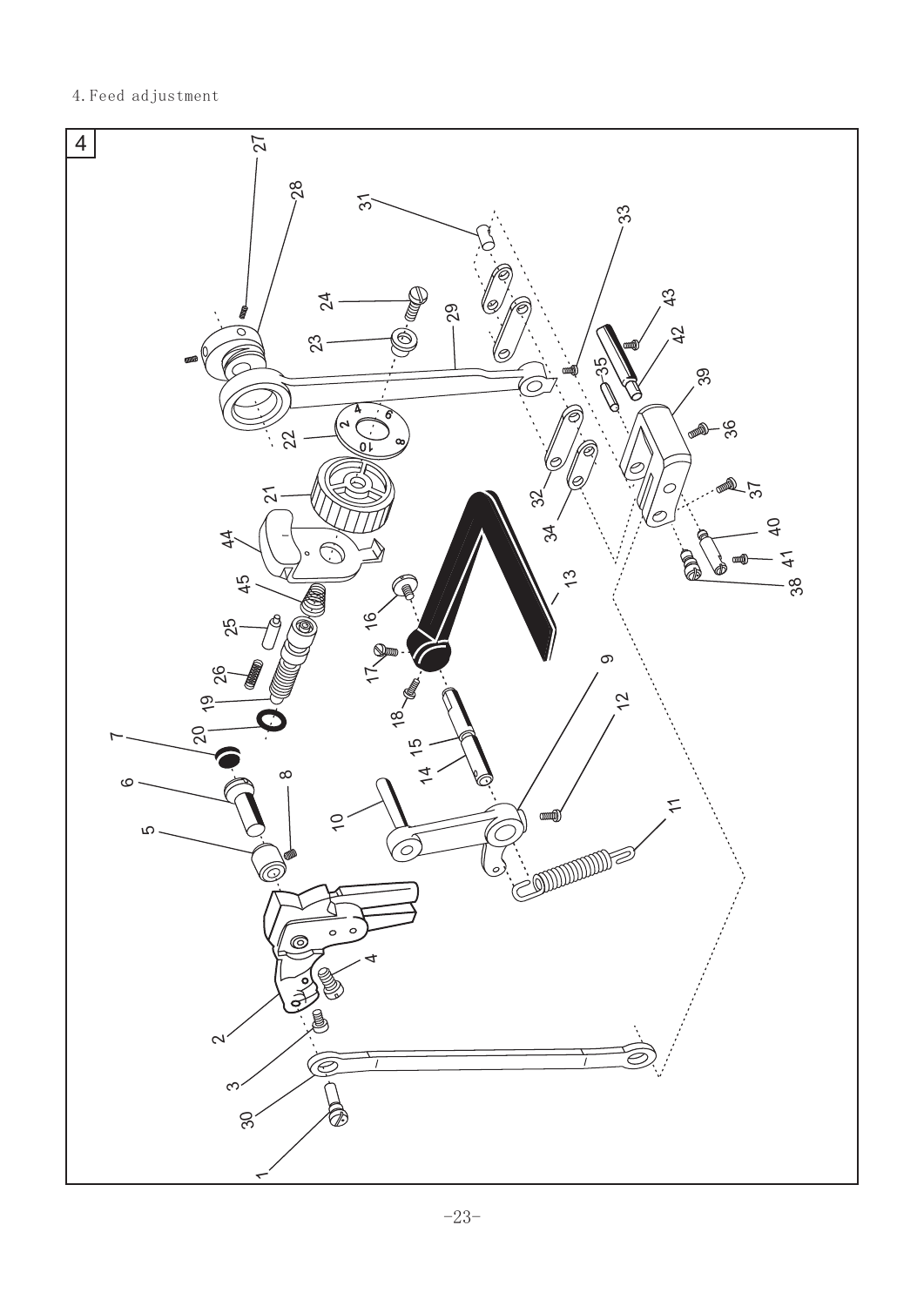4. Feed adjustment

4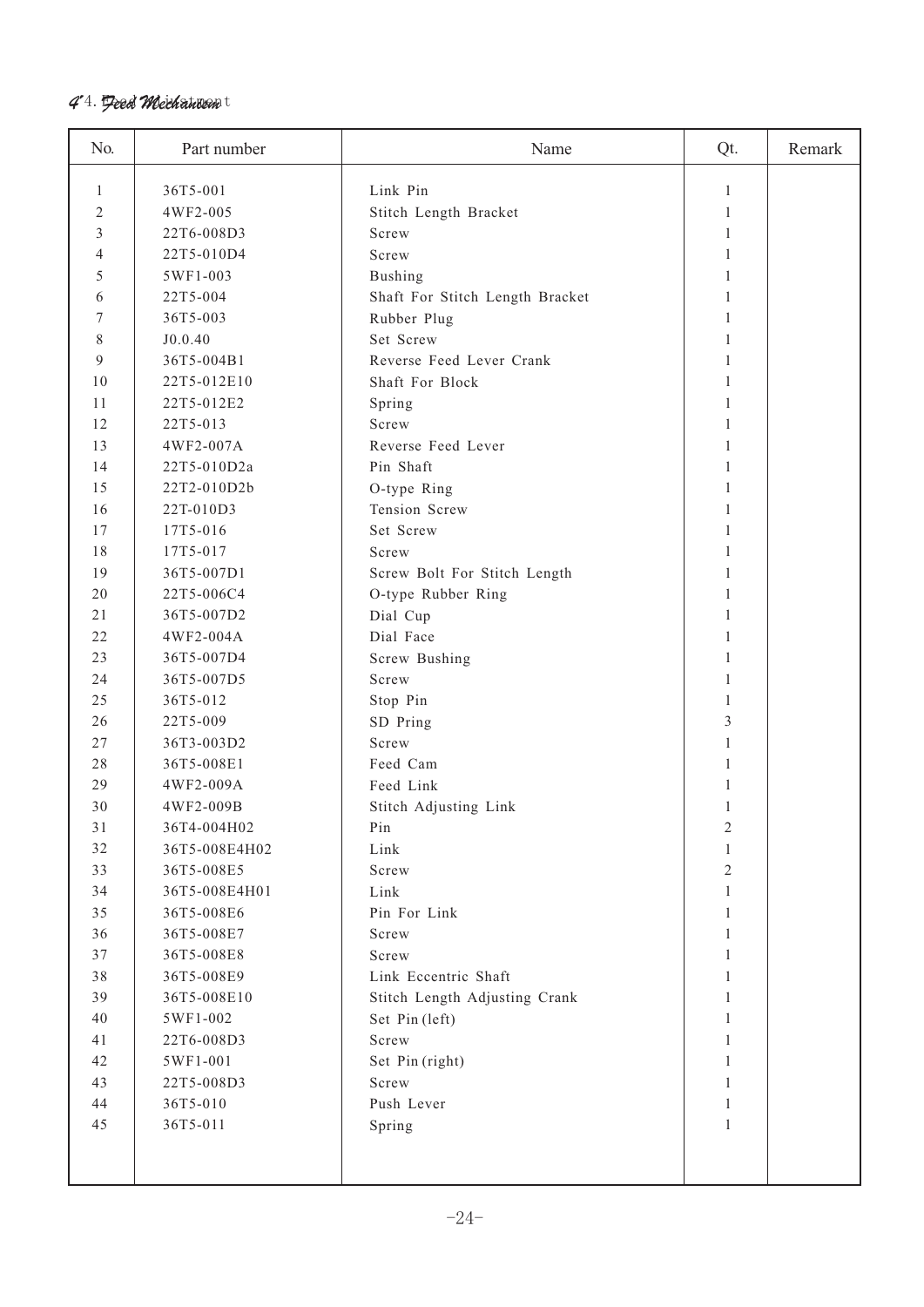# 4. Feed Mechanism

| No. | Part number | Name | Qt. | Remark |
|---|---|---|---|---|
| 1 | 36T5-001 | Link Pin | 1 | |
| 2 | 4WF2-005 | Stitch Length Bracket | 1 | |
| 3 | 22T6-008D3 | Screw | 1 | |
| 4 | 22T5-010D4 | Screw | 1 | |
| 5 | 5WF1-003 | Bushing | 1 | |
| 6 | 22T5-004 | Shaft For Stitch Length Bracket | 1 | |
| 7 | 36T5-003 | Rubber Plug | 1 | |
| 8 | J0.0.40 | Set Screw | 1 | |
| 9 | 36T5-004B1 | Reverse Feed Lever Crank | 1 | |
| 10 | 22T5-012E10 | Shaft For Block | 1 | |
| 11 | 22T5-012E2 | Spring | 1 | |
| 12 | 22T5-013 | Screw | 1 | |
| 13 | 4WF2-007A | Reverse Feed Lever | 1 | |
| 14 | 22T5-010D2a | Pin Shaft | 1 | |
| 15 | 22T2-010D2b | O-type Ring | 1 | |
| 16 | 22T-010D3 | Tension Screw | 1 | |
| 17 | 17T5-016 | Set Screw | 1 | |
| 18 | 17T5-017 | Screw | 1 | |
| 19 | 36T5-007D1 | Screw Bolt For Stitch Length | 1 | |
| 20 | 22T5-006C4 | O-type Rubber Ring | 1 | |
| 21 | 36T5-007D2 | Dial Cup | 1 | |
| 22 | 4WF2-004A | Dial Face | 1 | |
| 23 | 36T5-007D4 | Screw Bushing | 1 | |
| 24 | 36T5-007D5 | Screw | 1 | |
| 25 | 36T5-012 | Stop Pin | 1 | |
| 26 | 22T5-009 | SD Pring | 3 | |
| 27 | 36T3-003D2 | Screw | 1 | |
| 28 | 36T5-008E1 | Feed Cam | 1 | |
| 29 | 4WF2-009A | Feed Link | 1 | |
| 30 | 4WF2-009B | Stitch Adjusting Link | 1 | |
| 31 | 36T4-004H02 | Pin | 2 | |
| 32 | 36T5-008E4H02 | Link | 1 | |
| 33 | 36T5-008E5 | Screw | 2 | |
| 34 | 36T5-008E4H01 | Link | 1 | |
| 35 | 36T5-008E6 | Pin For Link | 1 | |
| 36 | 36T5-008E7 | Screw | 1 | |
| 37 | 36T5-008E8 | Screw | 1 | |
| 38 | 36T5-008E9 | Link Eccentric Shaft | 1 | |
| 39 | 36T5-008E10 | Stitch Length Adjusting Crank | 1 | |
| 40 | 5WF1-002 | Set Pin (left) | 1 | |
| 41 | 22T6-008D3 | Screw | 1 | |
| 42 | 5WF1-001 | Set Pin (right) | 1 | |
| 43 | 22T5-008D3 | Screw | 1 | |
| 44 | 36T5-010 | Push Lever | 1 | |
| 45 | 36T5-011 | Spring | 1 | |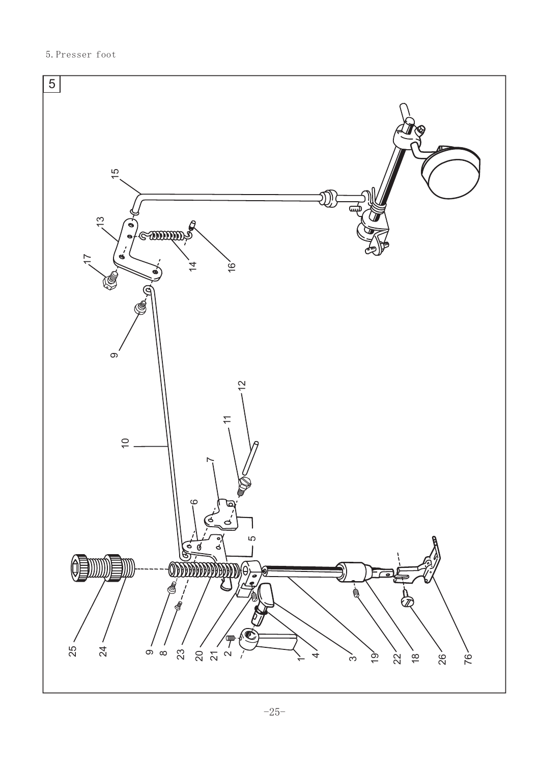5. Presser foot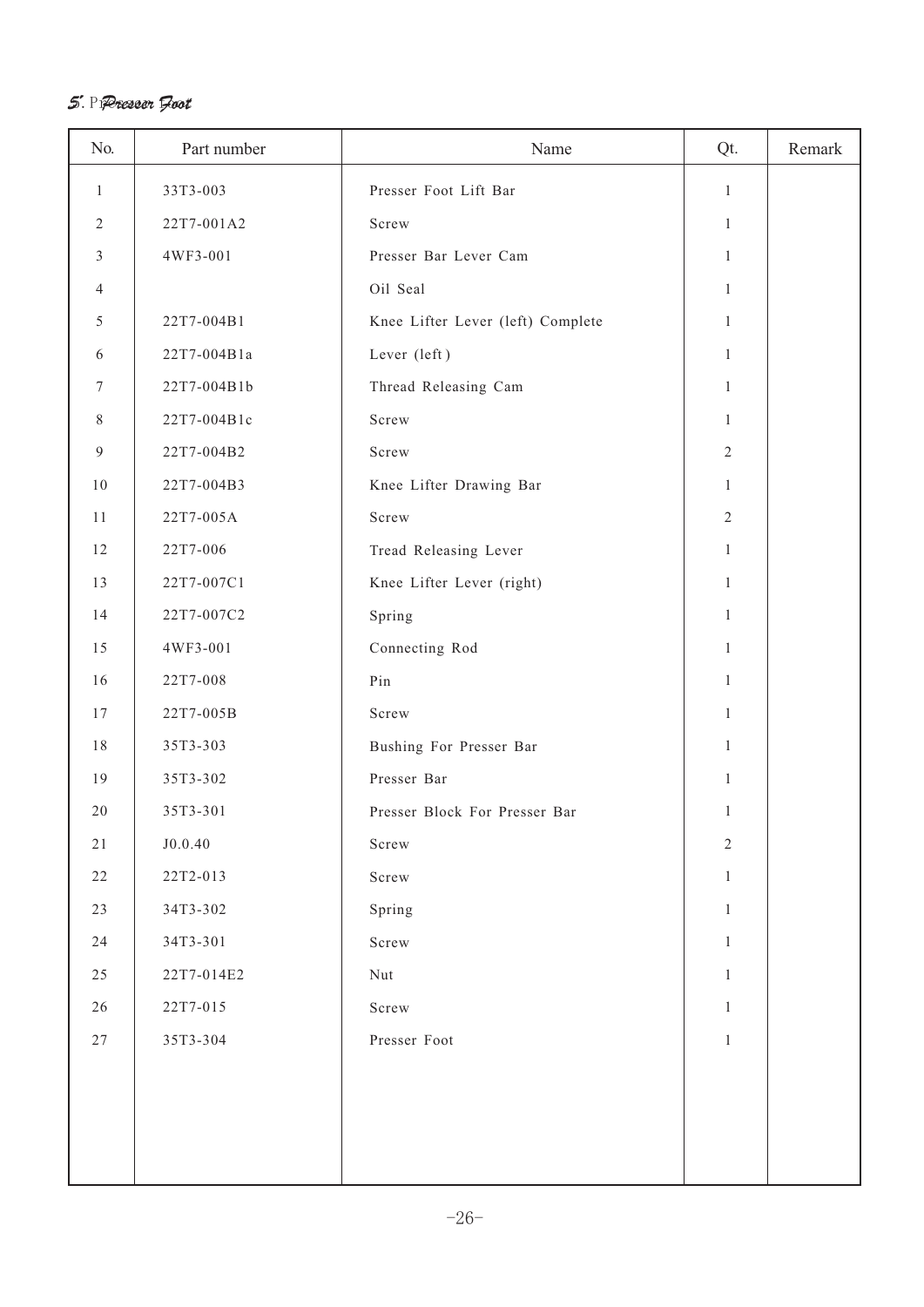## 5. Presser Foot

| No. | Part number | Name | Qt. | Remark |
|---|---|---|---|---|
| 1 | 33T3-003 | Presser Foot Lift Bar | 1 | |
| 2 | 22T7-001A2 | Screw | 1 | |
| 3 | 4WF3-001 | Presser Bar Lever Cam | 1 | |
| 4 | | Oil Seal | 1 | |
| 5 | 22T7-004B1 | Knee Lifter Lever (left) Complete | 1 | |
| 6 | 22T7-004B1a | Lever (left) | 1 | |
| 7 | 22T7-004B1b | Thread Releasing Cam | 1 | |
| 8 | 22T7-004B1c | Screw | 1 | |
| 9 | 22T7-004B2 | Screw | 2 | |
| 10 | 22T7-004B3 | Knee Lifter Drawing Bar | 1 | |
| 11 | 22T7-005A | Screw | 2 | |
| 12 | 22T7-006 | Tread Releasing Lever | 1 | |
| 13 | 22T7-007C1 | Knee Lifter Lever (right) | 1 | |
| 14 | 22T7-007C2 | Spring | 1 | |
| 15 | 4WF3-001 | Connecting Rod | 1 | |
| 16 | 22T7-008 | Pin | 1 | |
| 17 | 22T7-005B | Screw | 1 | |
| 18 | 35T3-303 | Bushing For Presser Bar | 1 | |
| 19 | 35T3-302 | Presser Bar | 1 | |
| 20 | 35T3-301 | Presser Block For Presser Bar | 1 | |
| 21 | J0.0.40 | Screw | 2 | |
| 22 | 22T2-013 | Screw | 1 | |
| 23 | 34T3-302 | Spring | 1 | |
| 24 | 34T3-301 | Screw | 1 | |
| 25 | 22T7-014E2 | Nut | 1 | |
| 26 | 22T7-015 | Screw | 1 | |
| 27 | 35T3-304 | Presser Foot | 1 | |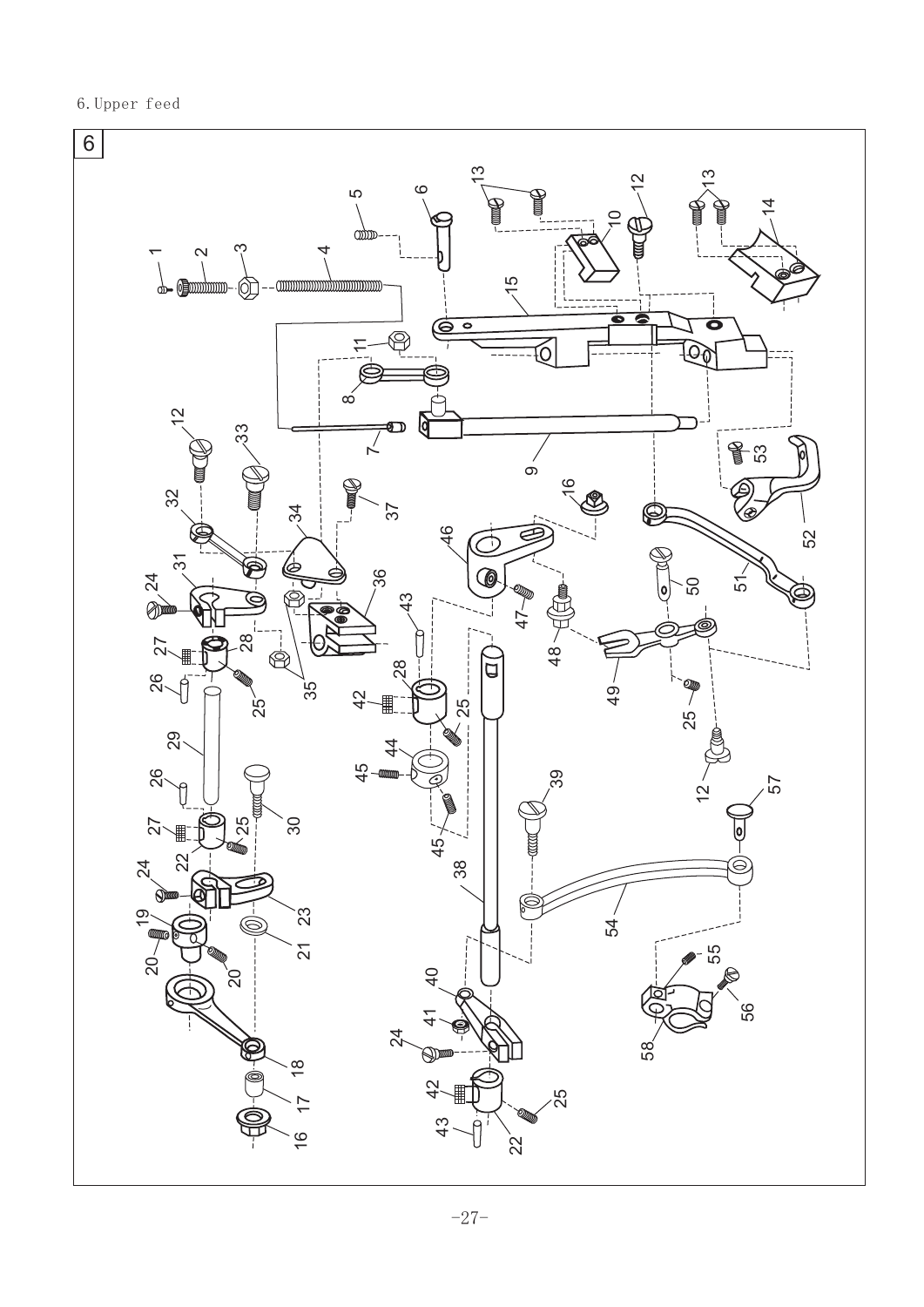6. Upper feed

6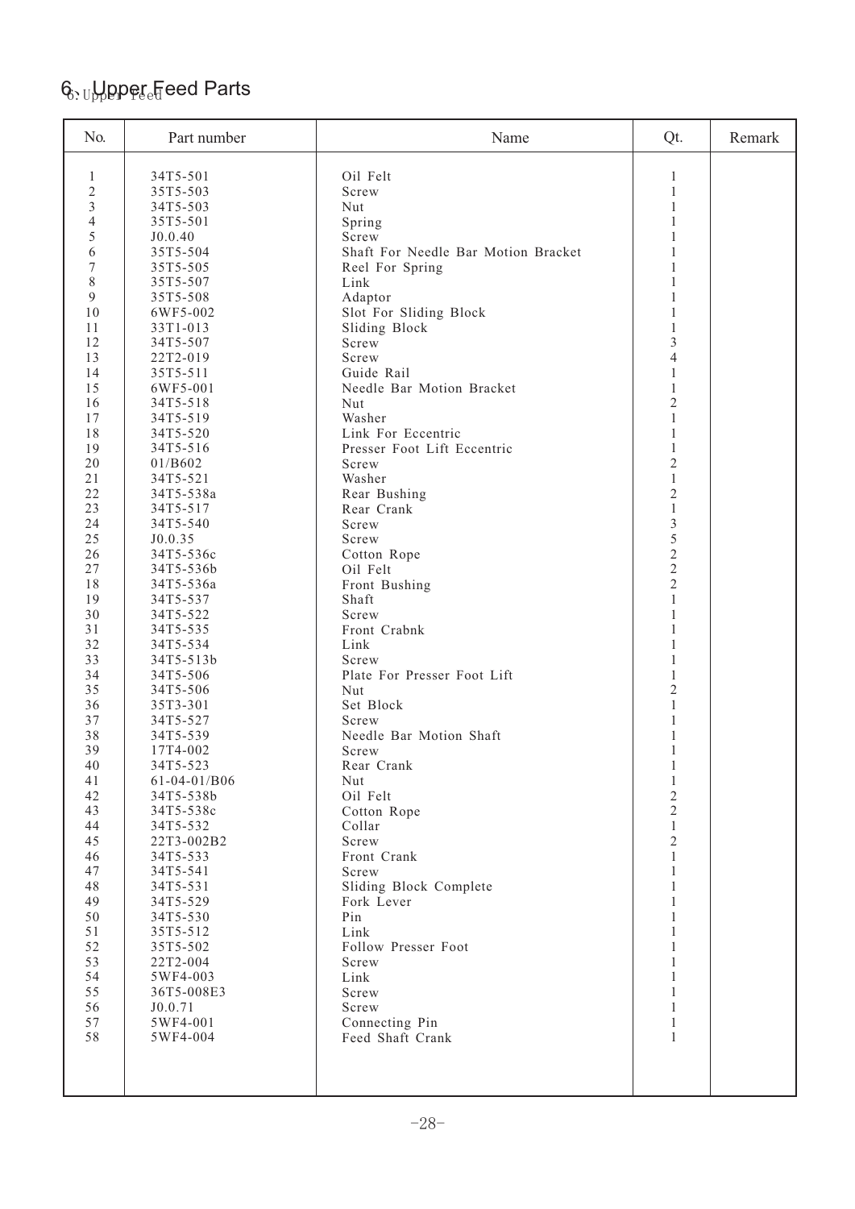# 6. Upper Feed Parts

| No. | Part number | Name | Qt. | Remark |
|---|---|---|---|---|
| 1 | 34T5-501 | Oil Felt | 1 | |
| 2 | 35T5-503 | Screw | 1 | |
| 3 | 34T5-503 | Nut | 1 | |
| 4 | 35T5-501 | Spring | 1 | |
| 5 | J0.0.40 | Screw | 1 | |
| 6 | 35T5-504 | Shaft For Needle Bar Motion Bracket | 1 | |
| 7 | 35T5-505 | Reel For Spring | 1 | |
| 8 | 35T5-507 | Link | 1 | |
| 9 | 35T5-508 | Adaptor | 1 | |
| 10 | 6WF5-002 | Slot For Sliding Block | 1 | |
| 11 | 33T1-013 | Sliding Block | 1 | |
| 12 | 34T5-507 | Screw | 3 | |
| 13 | 22T2-019 | Screw | 4 | |
| 14 | 35T5-511 | Guide Rail | 1 | |
| 15 | 6WF5-001 | Needle Bar Motion Bracket | 1 | |
| 16 | 34T5-518 | Nut | 2 | |
| 17 | 34T5-519 | Washer | 1 | |
| 18 | 34T5-520 | Link For Eccentric | 1 | |
| 19 | 34T5-516 | Presser Foot Lift Eccentric | 1 | |
| 20 | 01/B602 | Screw | 2 | |
| 21 | 34T5-521 | Washer | 1 | |
| 22 | 34T5-538a | Rear Bushing | 2 | |
| 23 | 34T5-517 | Rear Crank | 1 | |
| 24 | 34T5-540 | Screw | 3 | |
| 25 | J0.0.35 | Screw | 5 | |
| 26 | 34T5-536c | Cotton Rope | 2 | |
| 27 | 34T5-536b | Oil Felt | 2 | |
| 18 | 34T5-536a | Front Bushing | 2 | |
| 19 | 34T5-537 | Shaft | 1 | |
| 30 | 34T5-522 | Screw | 1 | |
| 31 | 34T5-535 | Front Crabnk | 1 | |
| 32 | 34T5-534 | Link | 1 | |
| 33 | 34T5-513b | Screw | 1 | |
| 34 | 34T5-506 | Plate For Presser Foot Lift | 1 | |
| 35 | 34T5-506 | Nut | 2 | |
| 36 | 35T3-301 | Set Block | 1 | |
| 37 | 34T5-527 | Screw | 1 | |
| 38 | 34T5-539 | Needle Bar Motion Shaft | 1 | |
| 39 | 17T4-002 | Screw | 1 | |
| 40 | 34T5-523 | Rear Crank | 1 | |
| 41 | 61-04-01/B06 | Nut | 1 | |
| 42 | 34T5-538b | Oil Felt | 2 | |
| 43 | 34T5-538c | Cotton Rope | 2 | |
| 44 | 34T5-532 | Collar | 1 | |
| 45 | 22T3-002B2 | Screw | 2 | |
| 46 | 34T5-533 | Front Crank | 1 | |
| 47 | 34T5-541 | Screw | 1 | |
| 48 | 34T5-531 | Sliding Block Complete | 1 | |
| 49 | 34T5-529 | Fork Lever | 1 | |
| 50 | 34T5-530 | Pin | 1 | |
| 51 | 35T5-512 | Link | 1 | |
| 52 | 35T5-502 | Follow Presser Foot | 1 | |
| 53 | 22T2-004 | Screw | 1 | |
| 54 | 5WF4-003 | Link | 1 | |
| 55 | 36T5-008E3 | Screw | 1 | |
| 56 | J0.0.71 | Screw | 1 | |
| 57 | 5WF4-001 | Connecting Pin | 1 | |
| 58 | 5WF4-004 | Feed Shaft Crank | 1 | |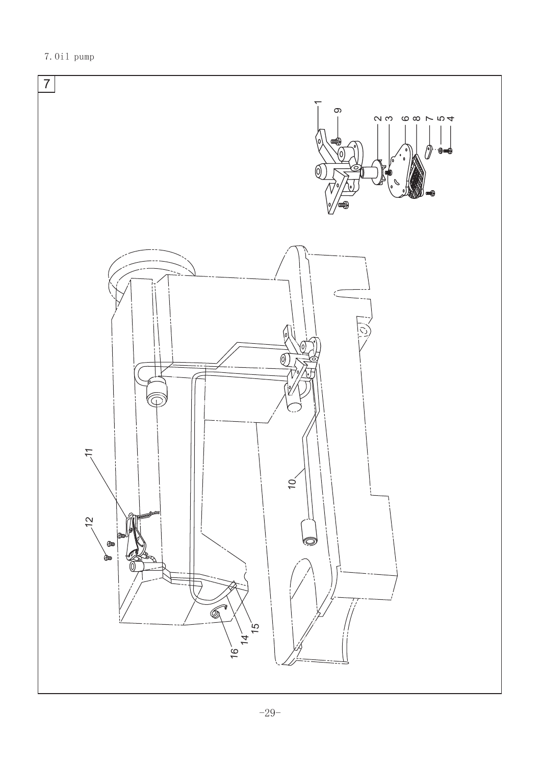7. Oil pump

7

1
9
2
3
6
8
7
5
4

10

11

12

16
14
15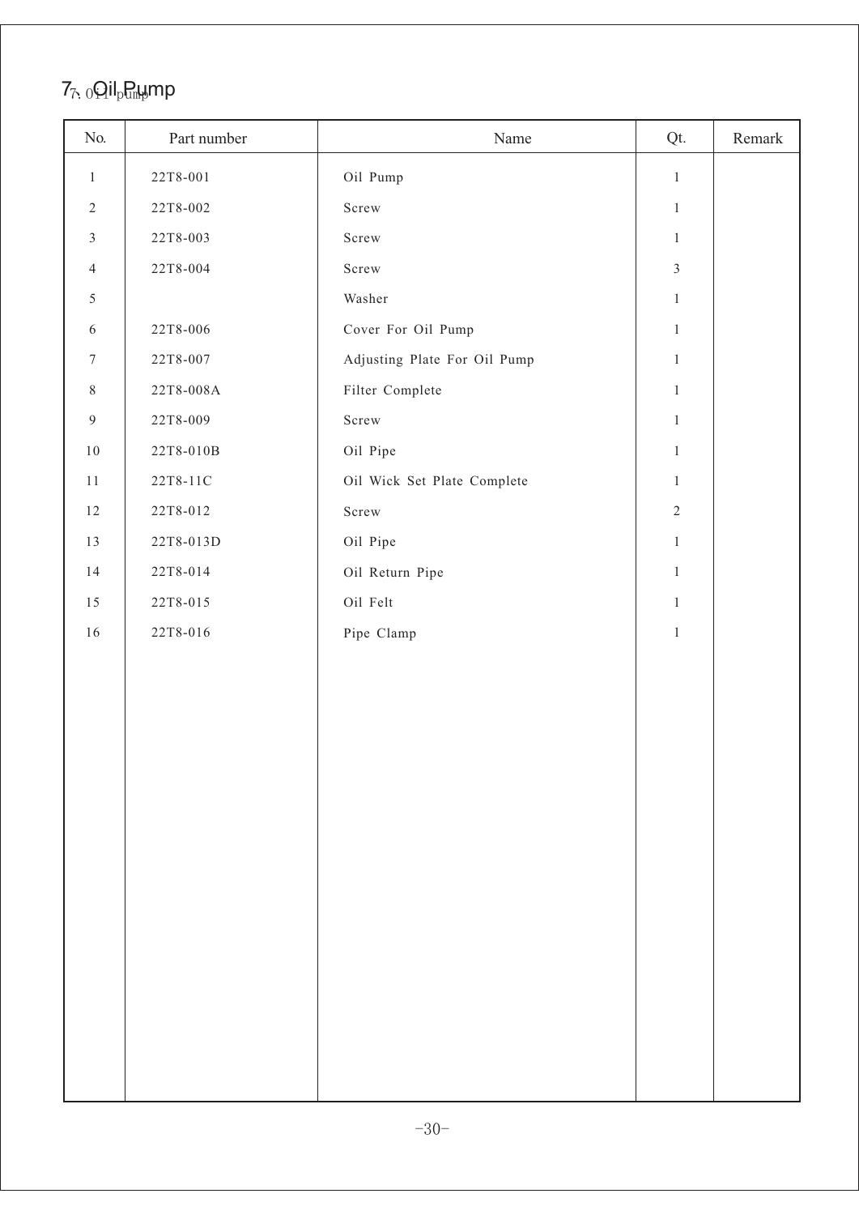# 7. Oil Pump

| No. | Part number | Name | Qt. | Remark |
|---|---|---|---|---|
| 1 | 22T8-001 | Oil Pump | 1 | |
| 2 | 22T8-002 | Screw | 1 | |
| 3 | 22T8-003 | Screw | 1 | |
| 4 | 22T8-004 | Screw | 3 | |
| 5 | | Washer | 1 | |
| 6 | 22T8-006 | Cover For Oil Pump | 1 | |
| 7 | 22T8-007 | Adjusting Plate For Oil Pump | 1 | |
| 8 | 22T8-008A | Filter Complete | 1 | |
| 9 | 22T8-009 | Screw | 1 | |
| 10 | 22T8-010B | Oil Pipe | 1 | |
| 11 | 22T8-11C | Oil Wick Set Plate Complete | 1 | |
| 12 | 22T8-012 | Screw | 2 | |
| 13 | 22T8-013D | Oil Pipe | 1 | |
| 14 | 22T8-014 | Oil Return Pipe | 1 | |
| 15 | 22T8-015 | Oil Felt | 1 | |
| 16 | 22T8-016 | Pipe Clamp | 1 | |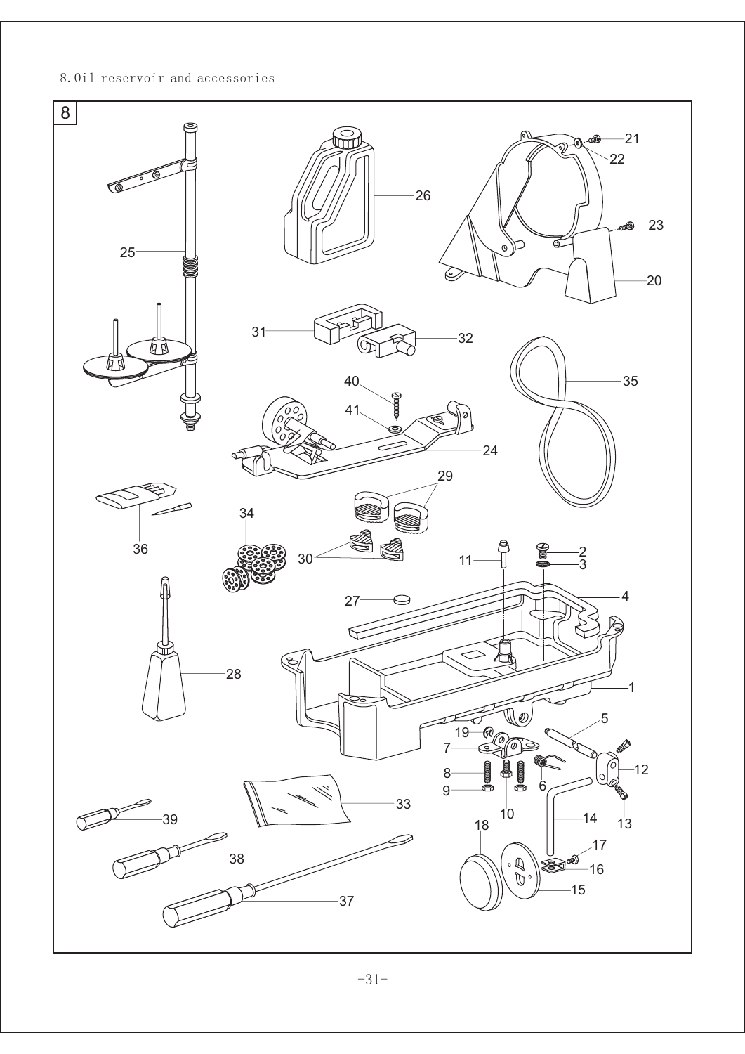8. Oil reservoir and accessories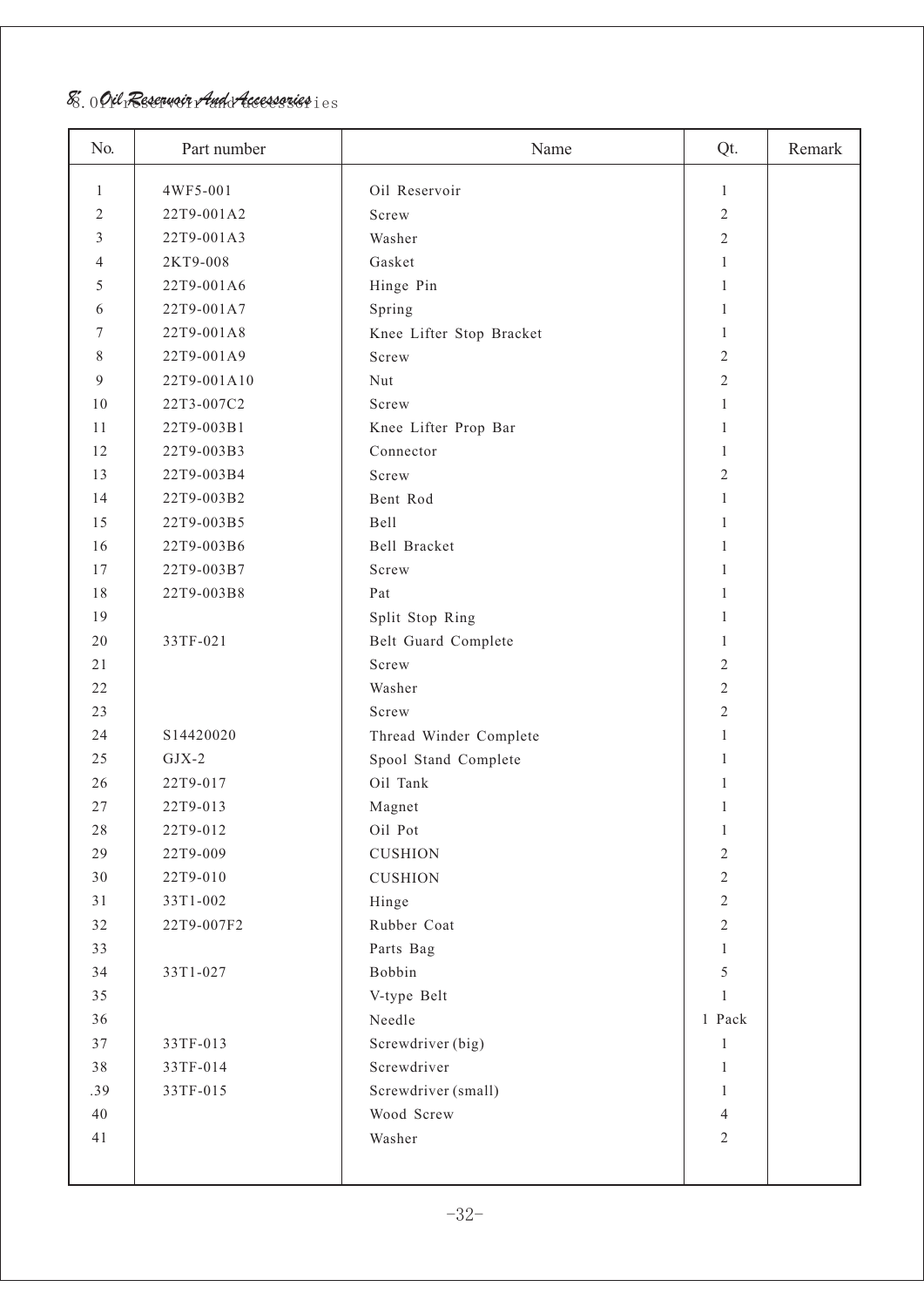# 8. Oil Reservoir And Accessories

| No. | Part number | Name | Qt. | Remark |
|---|---|---|---|---|
| 1 | 4WF5-001 | Oil Reservoir | 1 | |
| 2 | 22T9-001A2 | Screw | 2 | |
| 3 | 22T9-001A3 | Washer | 2 | |
| 4 | 2KT9-008 | Gasket | 1 | |
| 5 | 22T9-001A6 | Hinge Pin | 1 | |
| 6 | 22T9-001A7 | Spring | 1 | |
| 7 | 22T9-001A8 | Knee Lifter Stop Bracket | 1 | |
| 8 | 22T9-001A9 | Screw | 2 | |
| 9 | 22T9-001A10 | Nut | 2 | |
| 10 | 22T3-007C2 | Screw | 1 | |
| 11 | 22T9-003B1 | Knee Lifter Prop Bar | 1 | |
| 12 | 22T9-003B3 | Connector | 1 | |
| 13 | 22T9-003B4 | Screw | 2 | |
| 14 | 22T9-003B2 | Bent Rod | 1 | |
| 15 | 22T9-003B5 | Bell | 1 | |
| 16 | 22T9-003B6 | Bell Bracket | 1 | |
| 17 | 22T9-003B7 | Screw | 1 | |
| 18 | 22T9-003B8 | Pat | 1 | |
| 19 | | Split Stop Ring | 1 | |
| 20 | 33TF-021 | Belt Guard Complete | 1 | |
| 21 | | Screw | 2 | |
| 22 | | Washer | 2 | |
| 23 | | Screw | 2 | |
| 24 | S14420020 | Thread Winder Complete | 1 | |
| 25 | GJX-2 | Spool Stand Complete | 1 | |
| 26 | 22T9-017 | Oil Tank | 1 | |
| 27 | 22T9-013 | Magnet | 1 | |
| 28 | 22T9-012 | Oil Pot | 1 | |
| 29 | 22T9-009 | CUSHION | 2 | |
| 30 | 22T9-010 | CUSHION | 2 | |
| 31 | 33T1-002 | Hinge | 2 | |
| 32 | 22T9-007F2 | Rubber Coat | 2 | |
| 33 | | Parts Bag | 1 | |
| 34 | 33T1-027 | Bobbin | 5 | |
| 35 | | V-type Belt | 1 | |
| 36 | | Needle | 1 Pack | |
| 37 | 33TF-013 | Screwdriver (big) | 1 | |
| 38 | 33TF-014 | Screwdriver | 1 | |
| .39 | 33TF-015 | Screwdriver (small) | 1 | |
| 40 | | Wood Screw | 4 | |
| 41 | | Washer | 2 | |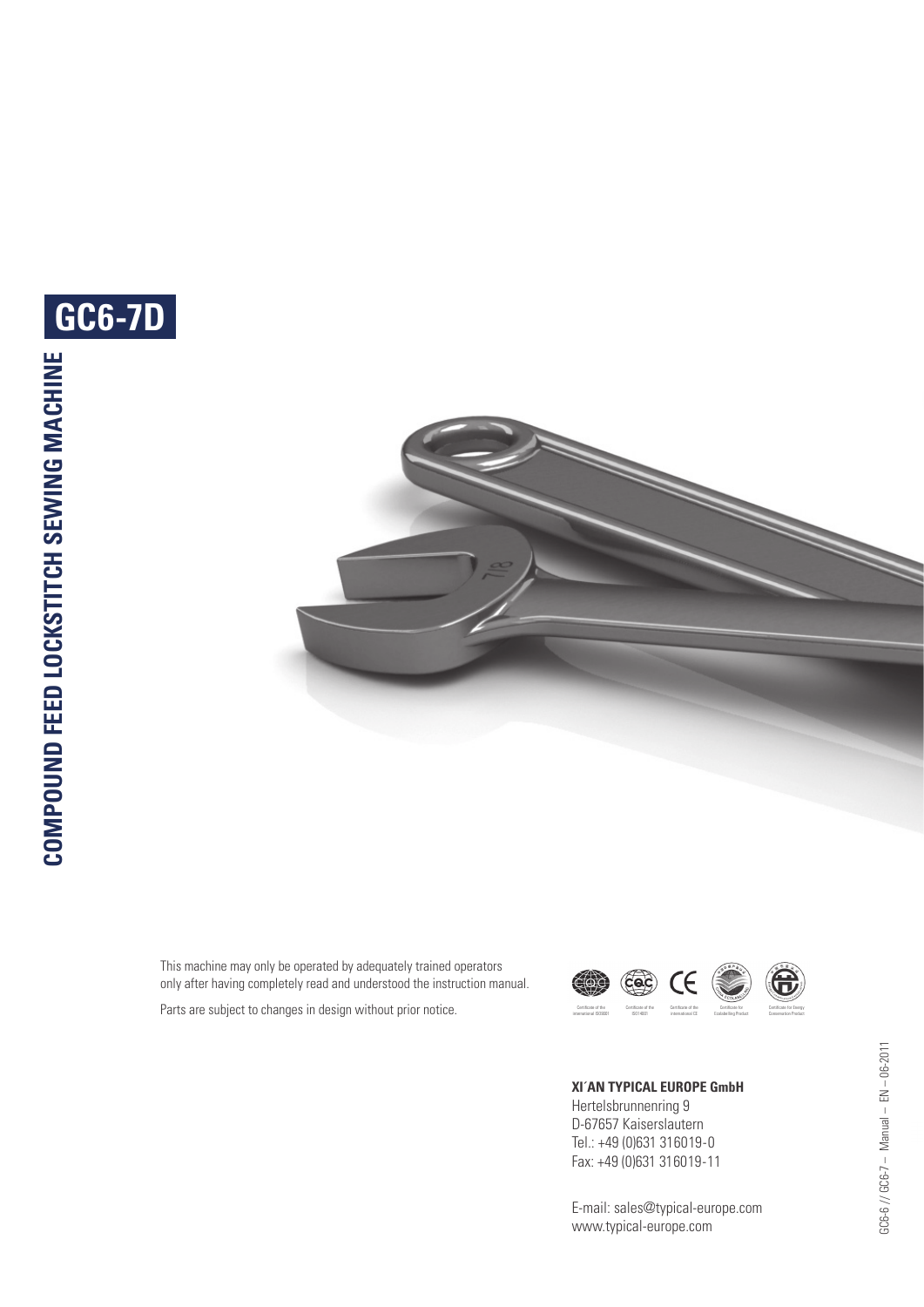# GC6-7D

## COMPOUND FEED LOCKSTITCH SEWING MACHINE

This machine may only be operated by adequately trained operators only after having completely read and understood the instruction manual.

Parts are subject to changes in design without prior notice.

Certificate of the international ISO9001 | Certificate of the ISO14001 | Certificate of the international CE | Certificate for Ecolabelling Product | Certificate for Energy Conservation Product

**XI´AN TYPICAL EUROPE GmbH**
Hertelsbrunnenring 9
D-67657 Kaiserslautern
Tel.: +49 (0)631 316019-0
Fax: +49 (0)631 316019-11

E-mail: sales@typical-europe.com
www.typical-europe.com

GC6-6 // GC6-7 – Manual – EN – 06-2011